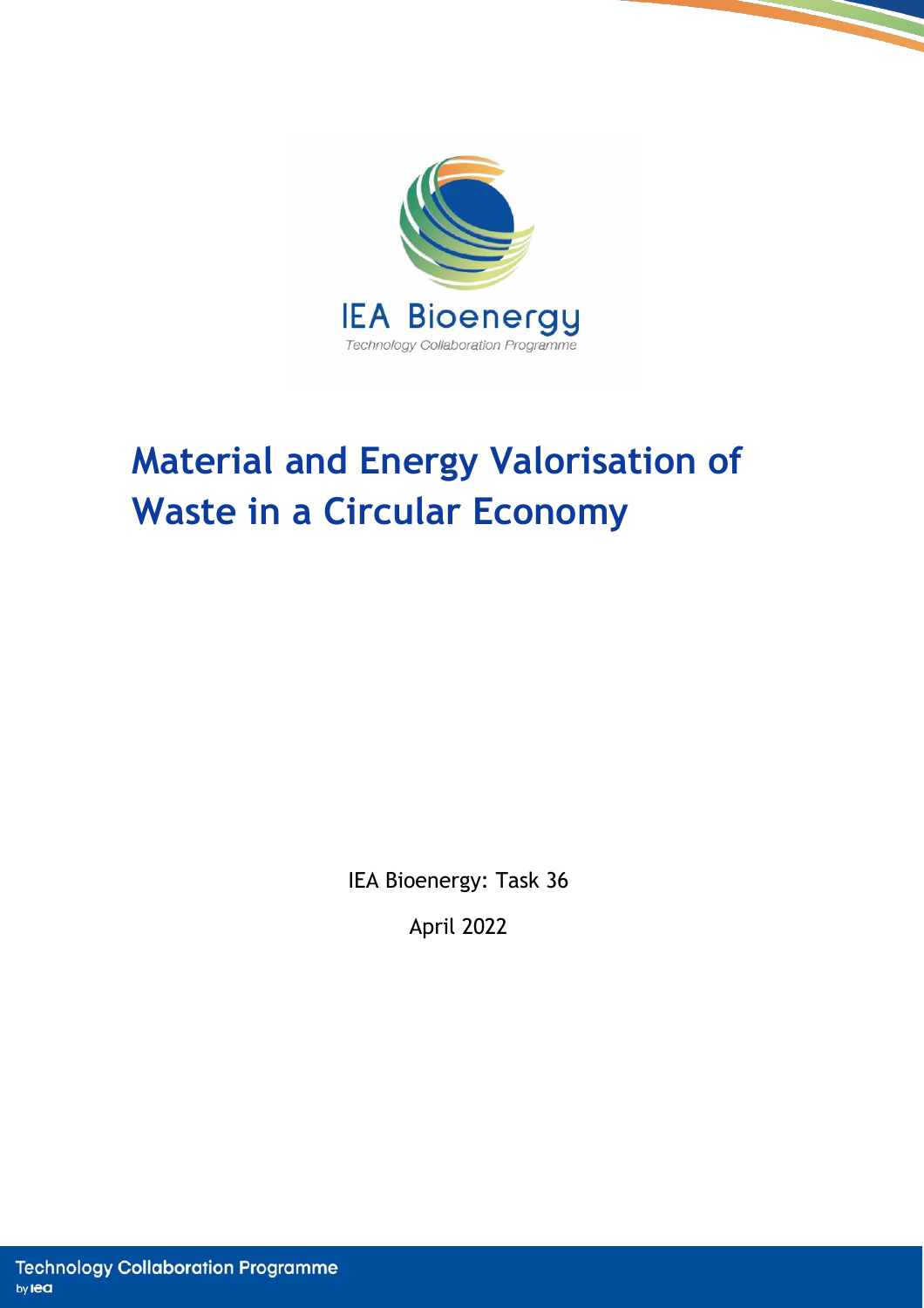IEA Bioenergy

Technology Collaboration Programme

# Material and Energy Valorisation of Waste in a Circular Economy

IEA Bioenergy: Task 36

April 2022

Technology Collaboration Programme

by iea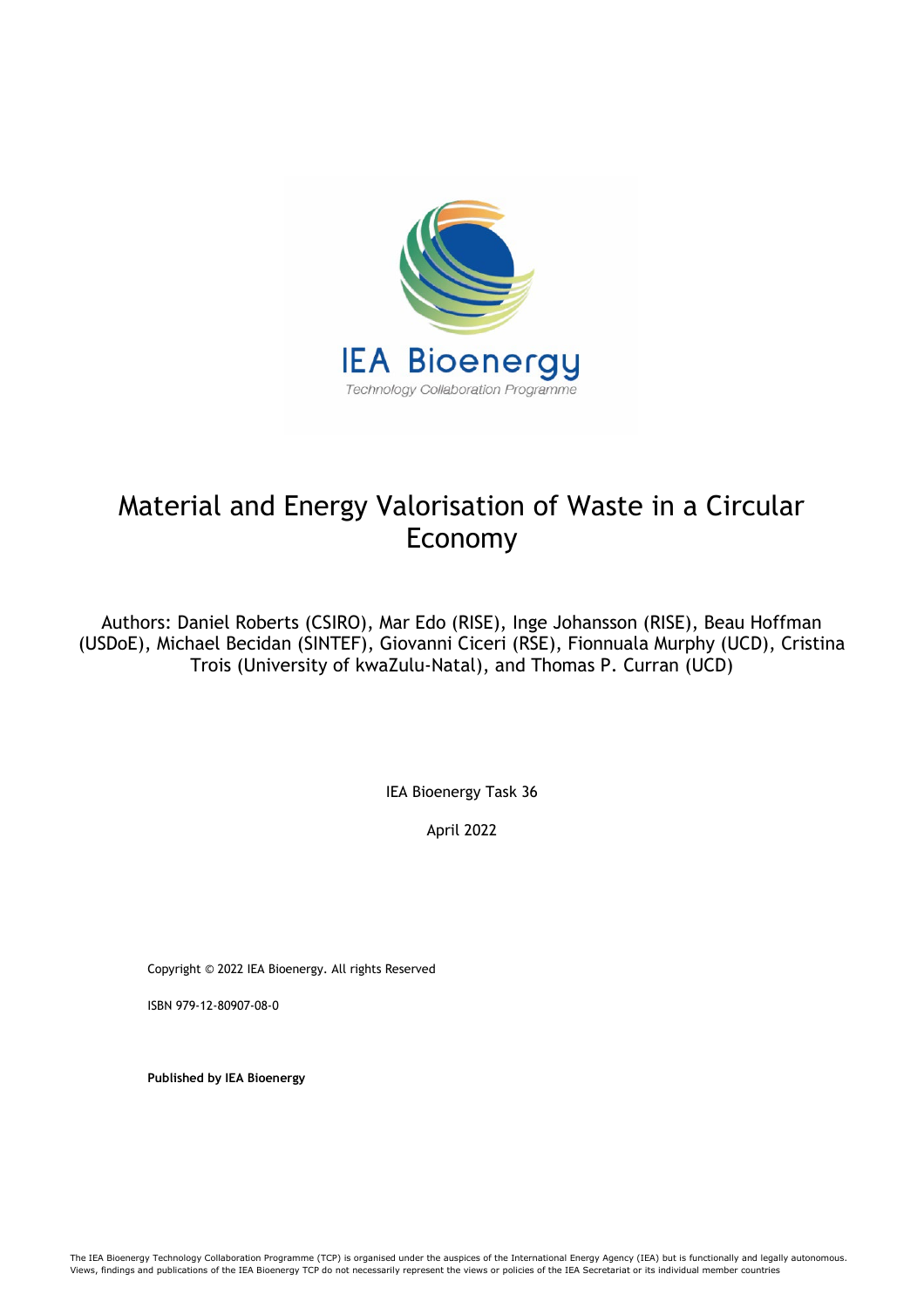# Material and Energy Valorisation of Waste in a Circular Economy

Authors: Daniel Roberts (CSIRO), Mar Edo (RISE), Inge Johansson (RISE), Beau Hoffman (USDoE), Michael Becidan (SINTEF), Giovanni Ciceri (RSE), Fionnuala Murphy (UCD), Cristina Trois (University of kwaZulu-Natal), and Thomas P. Curran (UCD)

IEA Bioenergy Task 36

April 2022

Copyright © 2022 IEA Bioenergy. All rights Reserved

ISBN 979-12-80907-08-0

**Published by IEA Bioenergy**

The IEA Bioenergy Technology Collaboration Programme (TCP) is organised under the auspices of the International Energy Agency (IEA) but is functionally and legally autonomous. Views, findings and publications of the IEA Bioenergy TCP do not necessarily represent the views or policies of the IEA Secretariat or its individual member countries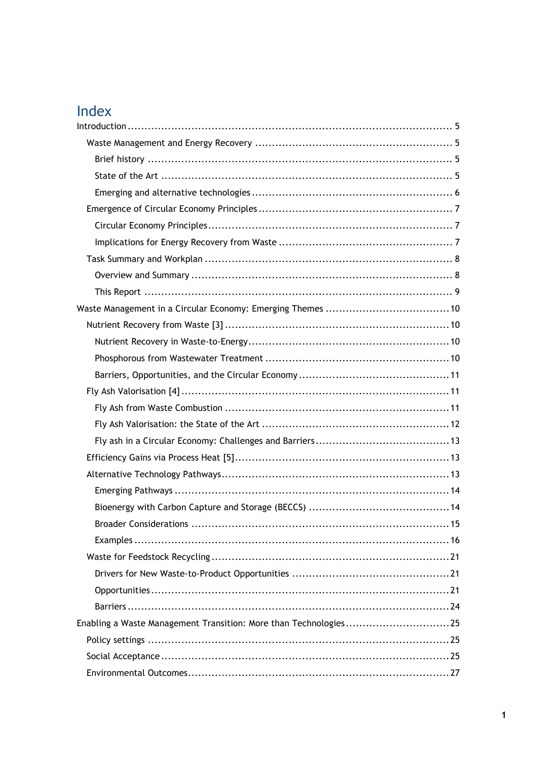# Index

- Introduction ........ 5
  - Waste Management and Energy Recovery ........ 5
    - Brief history ........ 5
    - State of the Art ........ 5
    - Emerging and alternative technologies ........ 6
  - Emergence of Circular Economy Principles ........ 7
    - Circular Economy Principles ........ 7
    - Implications for Energy Recovery from Waste ........ 7
  - Task Summary and Workplan ........ 8
    - Overview and Summary ........ 8
    - This Report ........ 9
- Waste Management in a Circular Economy: Emerging Themes ........ 10
  - Nutrient Recovery from Waste [3] ........ 10
    - Nutrient Recovery in Waste-to-Energy ........ 10
    - Phosphorous from Wastewater Treatment ........ 10
    - Barriers, Opportunities, and the Circular Economy ........ 11
  - Fly Ash Valorisation [4] ........ 11
    - Fly Ash from Waste Combustion ........ 11
    - Fly Ash Valorisation: the State of the Art ........ 12
    - Fly ash in a Circular Economy: Challenges and Barriers ........ 13
  - Efficiency Gains via Process Heat [5] ........ 13
  - Alternative Technology Pathways ........ 13
    - Emerging Pathways ........ 14
    - Bioenergy with Carbon Capture and Storage (BECCS) ........ 14
    - Broader Considerations ........ 15
    - Examples ........ 16
  - Waste for Feedstock Recycling ........ 21
    - Drivers for New Waste-to-Product Opportunities ........ 21
    - Opportunities ........ 21
    - Barriers ........ 24
- Enabling a Waste Management Transition: More than Technologies ........ 25
  - Policy settings ........ 25
  - Social Acceptance ........ 25
  - Environmental Outcomes ........ 27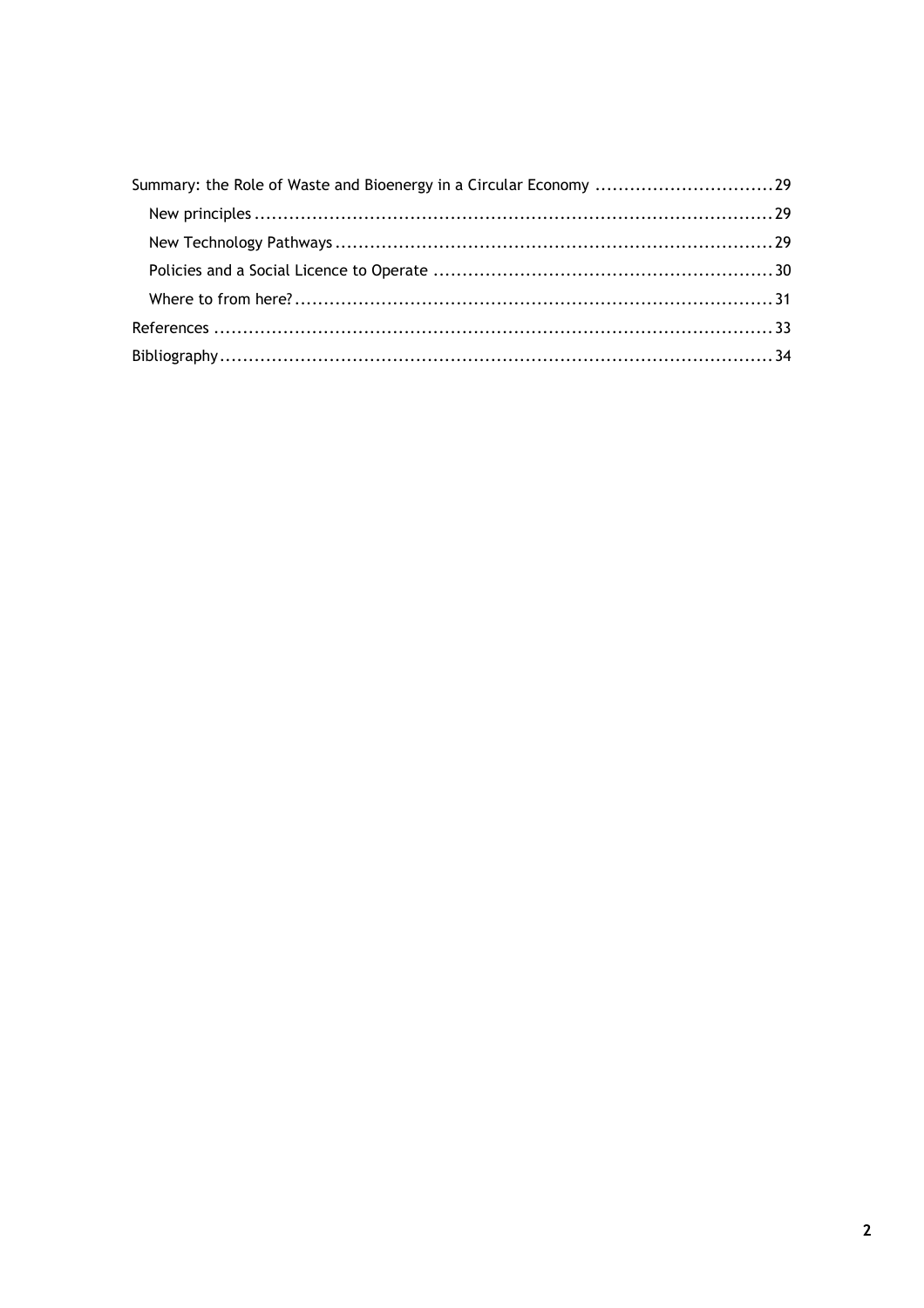Summary: the Role of Waste and Bioenergy in a Circular Economy ............................... 29

- New principles ........................................................................................ 29
- New Technology Pathways ............................................................................ 29
- Policies and a Social Licence to Operate ........................................................... 30
- Where to from here? .................................................................................. 31

References ................................................................................................ 33

Bibliography .............................................................................................. 34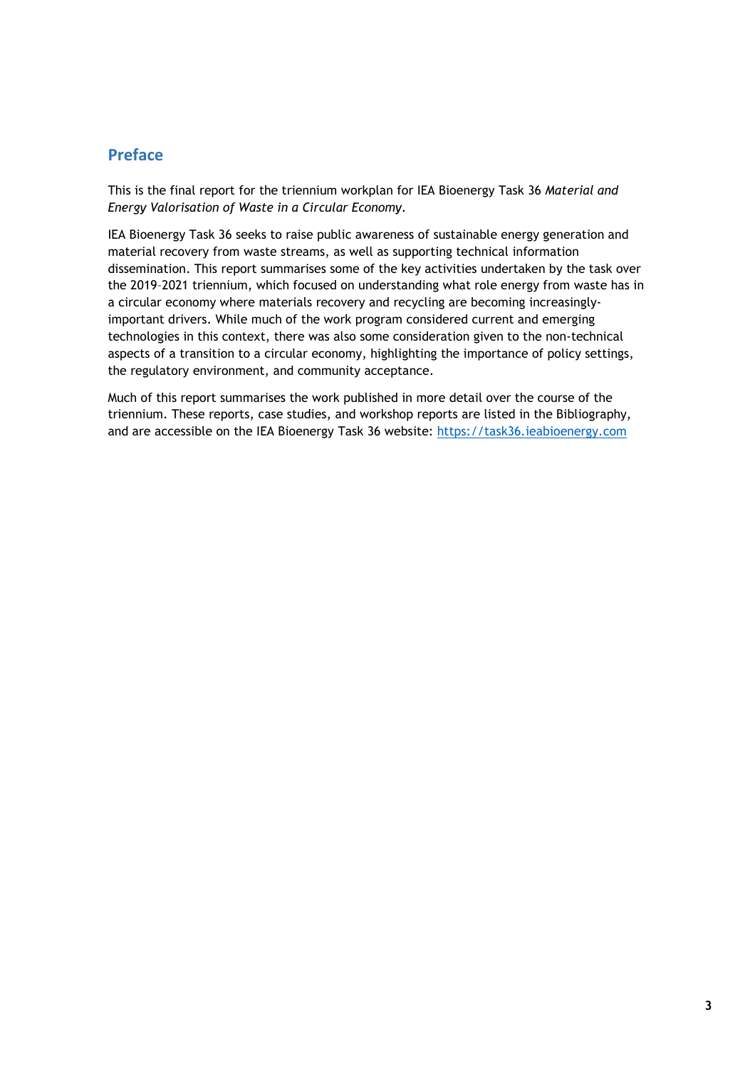## Preface

This is the final report for the triennium workplan for IEA Bioenergy Task 36 *Material and Energy Valorisation of Waste in a Circular Economy*.

IEA Bioenergy Task 36 seeks to raise public awareness of sustainable energy generation and material recovery from waste streams, as well as supporting technical information dissemination. This report summarises some of the key activities undertaken by the task over the 2019–2021 triennium, which focused on understanding what role energy from waste has in a circular economy where materials recovery and recycling are becoming increasingly-important drivers. While much of the work program considered current and emerging technologies in this context, there was also some consideration given to the non-technical aspects of a transition to a circular economy, highlighting the importance of policy settings, the regulatory environment, and community acceptance.

Much of this report summarises the work published in more detail over the course of the triennium. These reports, case studies, and workshop reports are listed in the Bibliography, and are accessible on the IEA Bioenergy Task 36 website: [https://task36.ieabioenergy.com](https://task36.ieabioenergy.com)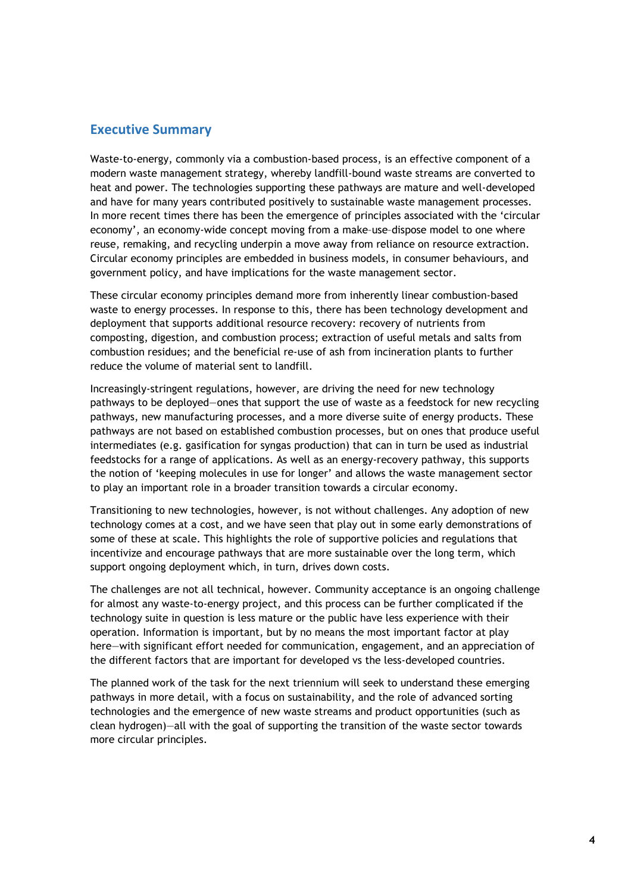## Executive Summary

Waste-to-energy, commonly via a combustion-based process, is an effective component of a modern waste management strategy, whereby landfill-bound waste streams are converted to heat and power. The technologies supporting these pathways are mature and well-developed and have for many years contributed positively to sustainable waste management processes. In more recent times there has been the emergence of principles associated with the 'circular economy', an economy-wide concept moving from a make–use–dispose model to one where reuse, remaking, and recycling underpin a move away from reliance on resource extraction. Circular economy principles are embedded in business models, in consumer behaviours, and government policy, and have implications for the waste management sector.

These circular economy principles demand more from inherently linear combustion-based waste to energy processes. In response to this, there has been technology development and deployment that supports additional resource recovery: recovery of nutrients from composting, digestion, and combustion process; extraction of useful metals and salts from combustion residues; and the beneficial re-use of ash from incineration plants to further reduce the volume of material sent to landfill.

Increasingly-stringent regulations, however, are driving the need for new technology pathways to be deployed—ones that support the use of waste as a feedstock for new recycling pathways, new manufacturing processes, and a more diverse suite of energy products. These pathways are not based on established combustion processes, but on ones that produce useful intermediates (e.g. gasification for syngas production) that can in turn be used as industrial feedstocks for a range of applications. As well as an energy-recovery pathway, this supports the notion of 'keeping molecules in use for longer' and allows the waste management sector to play an important role in a broader transition towards a circular economy.

Transitioning to new technologies, however, is not without challenges. Any adoption of new technology comes at a cost, and we have seen that play out in some early demonstrations of some of these at scale. This highlights the role of supportive policies and regulations that incentivize and encourage pathways that are more sustainable over the long term, which support ongoing deployment which, in turn, drives down costs.

The challenges are not all technical, however. Community acceptance is an ongoing challenge for almost any waste-to-energy project, and this process can be further complicated if the technology suite in question is less mature or the public have less experience with their operation. Information is important, but by no means the most important factor at play here—with significant effort needed for communication, engagement, and an appreciation of the different factors that are important for developed vs the less-developed countries.

The planned work of the task for the next triennium will seek to understand these emerging pathways in more detail, with a focus on sustainability, and the role of advanced sorting technologies and the emergence of new waste streams and product opportunities (such as clean hydrogen)—all with the goal of supporting the transition of the waste sector towards more circular principles.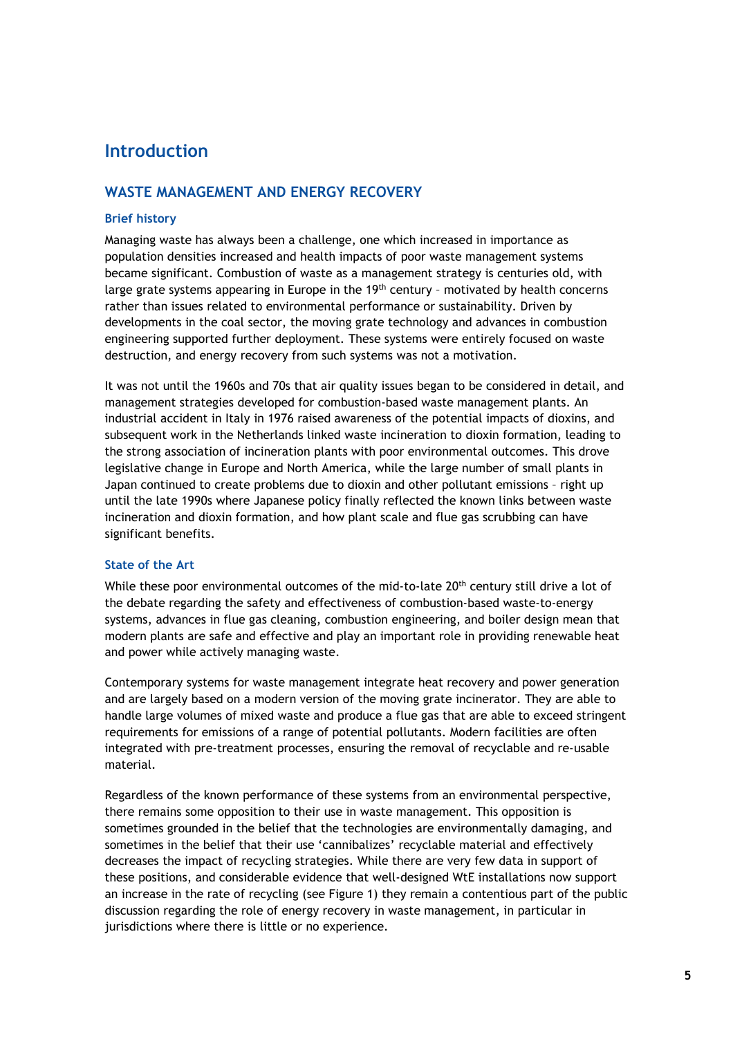# Introduction

## WASTE MANAGEMENT AND ENERGY RECOVERY

### Brief history

Managing waste has always been a challenge, one which increased in importance as population densities increased and health impacts of poor waste management systems became significant. Combustion of waste as a management strategy is centuries old, with large grate systems appearing in Europe in the 19th century – motivated by health concerns rather than issues related to environmental performance or sustainability. Driven by developments in the coal sector, the moving grate technology and advances in combustion engineering supported further deployment. These systems were entirely focused on waste destruction, and energy recovery from such systems was not a motivation.

It was not until the 1960s and 70s that air quality issues began to be considered in detail, and management strategies developed for combustion-based waste management plants. An industrial accident in Italy in 1976 raised awareness of the potential impacts of dioxins, and subsequent work in the Netherlands linked waste incineration to dioxin formation, leading to the strong association of incineration plants with poor environmental outcomes. This drove legislative change in Europe and North America, while the large number of small plants in Japan continued to create problems due to dioxin and other pollutant emissions – right up until the late 1990s where Japanese policy finally reflected the known links between waste incineration and dioxin formation, and how plant scale and flue gas scrubbing can have significant benefits.

### State of the Art

While these poor environmental outcomes of the mid-to-late 20th century still drive a lot of the debate regarding the safety and effectiveness of combustion-based waste-to-energy systems, advances in flue gas cleaning, combustion engineering, and boiler design mean that modern plants are safe and effective and play an important role in providing renewable heat and power while actively managing waste.

Contemporary systems for waste management integrate heat recovery and power generation and are largely based on a modern version of the moving grate incinerator. They are able to handle large volumes of mixed waste and produce a flue gas that are able to exceed stringent requirements for emissions of a range of potential pollutants. Modern facilities are often integrated with pre-treatment processes, ensuring the removal of recyclable and re-usable material.

Regardless of the known performance of these systems from an environmental perspective, there remains some opposition to their use in waste management. This opposition is sometimes grounded in the belief that the technologies are environmentally damaging, and sometimes in the belief that their use 'cannibalizes' recyclable material and effectively decreases the impact of recycling strategies. While there are very few data in support of these positions, and considerable evidence that well-designed WtE installations now support an increase in the rate of recycling (see Figure 1) they remain a contentious part of the public discussion regarding the role of energy recovery in waste management, in particular in jurisdictions where there is little or no experience.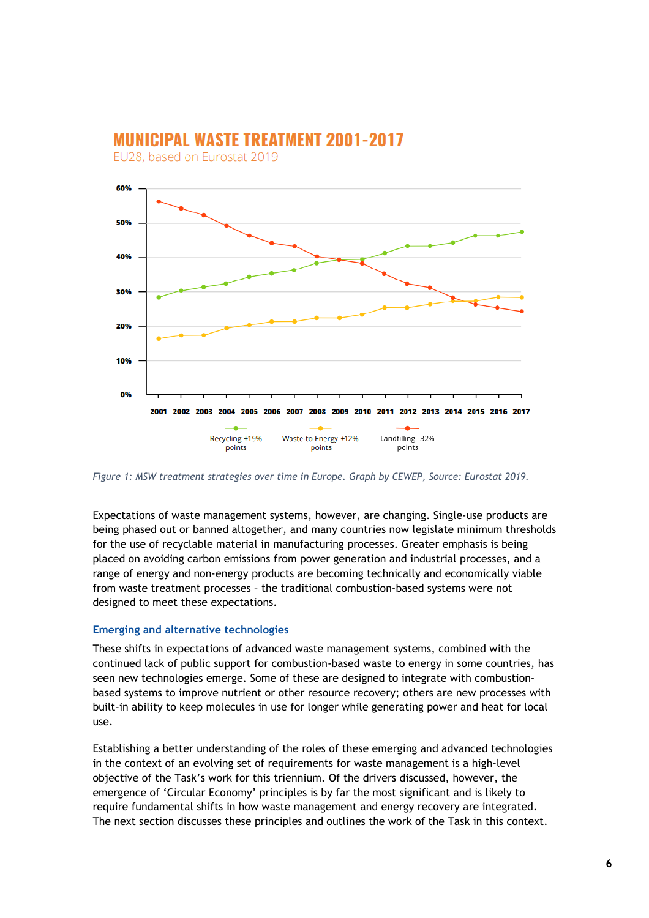**MUNICIPAL WASTE TREATMENT 2001-2017**

EU28, based on Eurostat 2019

*Figure 1: MSW treatment strategies over time in Europe. Graph by CEWEP, Source: Eurostat 2019.*

Expectations of waste management systems, however, are changing. Single-use products are being phased out or banned altogether, and many countries now legislate minimum thresholds for the use of recyclable material in manufacturing processes. Greater emphasis is being placed on avoiding carbon emissions from power generation and industrial processes, and a range of energy and non-energy products are becoming technically and economically viable from waste treatment processes - the traditional combustion-based systems were not designed to meet these expectations.

### Emerging and alternative technologies

These shifts in expectations of advanced waste management systems, combined with the continued lack of public support for combustion-based waste to energy in some countries, has seen new technologies emerge. Some of these are designed to integrate with combustion-based systems to improve nutrient or other resource recovery; others are new processes with built-in ability to keep molecules in use for longer while generating power and heat for local use.

Establishing a better understanding of the roles of these emerging and advanced technologies in the context of an evolving set of requirements for waste management is a high-level objective of the Task's work for this triennium. Of the drivers discussed, however, the emergence of 'Circular Economy' principles is by far the most significant and is likely to require fundamental shifts in how waste management and energy recovery are integrated. The next section discusses these principles and outlines the work of the Task in this context.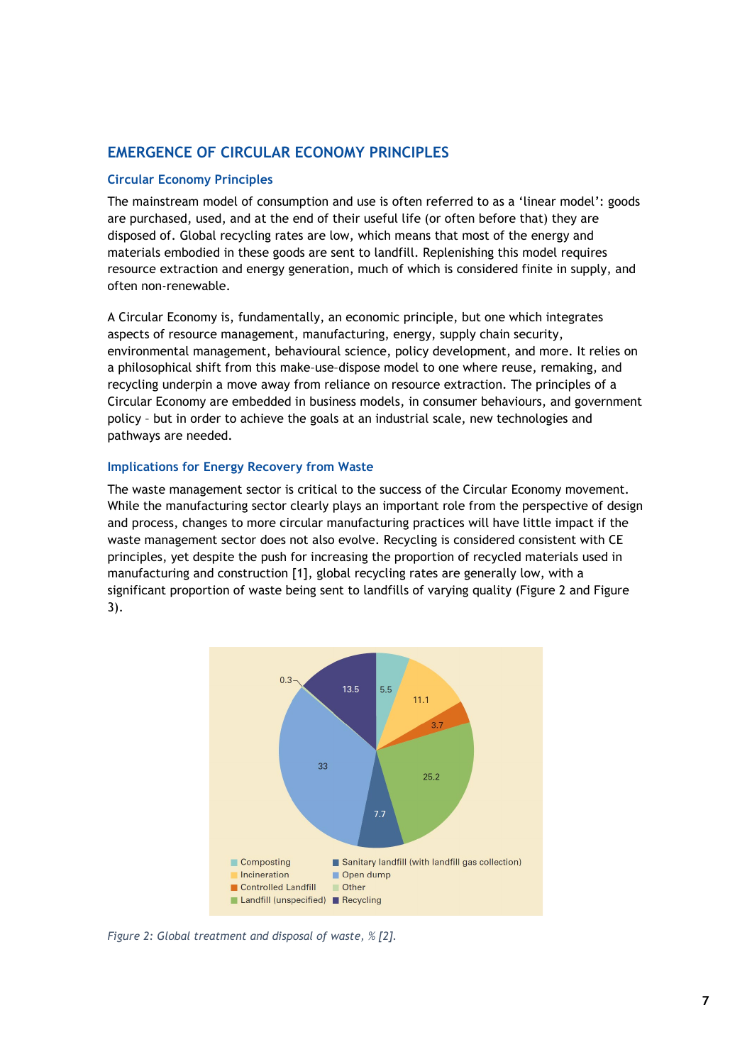## EMERGENCE OF CIRCULAR ECONOMY PRINCIPLES

### Circular Economy Principles

The mainstream model of consumption and use is often referred to as a 'linear model': goods are purchased, used, and at the end of their useful life (or often before that) they are disposed of. Global recycling rates are low, which means that most of the energy and materials embodied in these goods are sent to landfill. Replenishing this model requires resource extraction and energy generation, much of which is considered finite in supply, and often non-renewable.

A Circular Economy is, fundamentally, an economic principle, but one which integrates aspects of resource management, manufacturing, energy, supply chain security, environmental management, behavioural science, policy development, and more. It relies on a philosophical shift from this make-use-dispose model to one where reuse, remaking, and recycling underpin a move away from reliance on resource extraction. The principles of a Circular Economy are embedded in business models, in consumer behaviours, and government policy – but in order to achieve the goals at an industrial scale, new technologies and pathways are needed.

### Implications for Energy Recovery from Waste

The waste management sector is critical to the success of the Circular Economy movement. While the manufacturing sector clearly plays an important role from the perspective of design and process, changes to more circular manufacturing practices will have little impact if the waste management sector does not also evolve. Recycling is considered consistent with CE principles, yet despite the push for increasing the proportion of recycled materials used in manufacturing and construction [1], global recycling rates are generally low, with a significant proportion of waste being sent to landfills of varying quality (Figure 2 and Figure 3).

| Treatment/disposal | % |
|---|---|
| Composting | 5.5 |
| Incineration | 11.1 |
| Controlled Landfill | 3.7 |
| Landfill (unspecified) | 25.2 |
| Sanitary landfill (with landfill gas collection) | 7.7 |
| Open dump | 33 |
| Other | 0.3 |
| Recycling | 13.5 |

*Figure 2: Global treatment and disposal of waste, % [2].*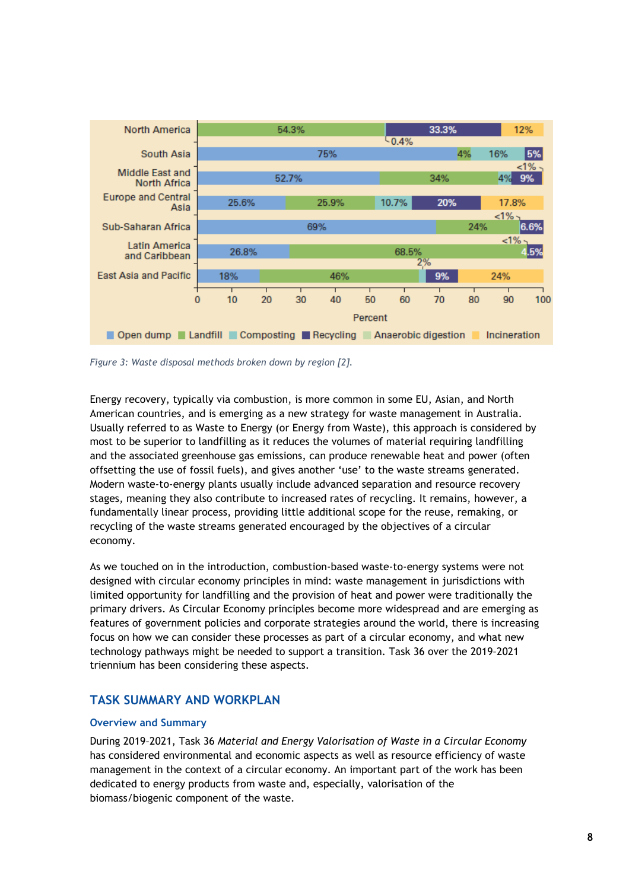Figure 3: Waste disposal methods broken down by region [2].

Energy recovery, typically via combustion, is more common in some EU, Asian, and North American countries, and is emerging as a new strategy for waste management in Australia. Usually referred to as Waste to Energy (or Energy from Waste), this approach is considered by most to be superior to landfilling as it reduces the volumes of material requiring landfilling and the associated greenhouse gas emissions, can produce renewable heat and power (often offsetting the use of fossil fuels), and gives another 'use' to the waste streams generated. Modern waste-to-energy plants usually include advanced separation and resource recovery stages, meaning they also contribute to increased rates of recycling. It remains, however, a fundamentally linear process, providing little additional scope for the reuse, remaking, or recycling of the waste streams generated encouraged by the objectives of a circular economy.

As we touched on in the introduction, combustion-based waste-to-energy systems were not designed with circular economy principles in mind: waste management in jurisdictions with limited opportunity for landfilling and the provision of heat and power were traditionally the primary drivers. As Circular Economy principles become more widespread and are emerging as features of government policies and corporate strategies around the world, there is increasing focus on how we can consider these processes as part of a circular economy, and what new technology pathways might be needed to support a transition. Task 36 over the 2019–2021 triennium has been considering these aspects.

## TASK SUMMARY AND WORKPLAN

### Overview and Summary

During 2019–2021, Task 36 *Material and Energy Valorisation of Waste in a Circular Economy* has considered environmental and economic aspects as well as resource efficiency of waste management in the context of a circular economy. An important part of the work has been dedicated to energy products from waste and, especially, valorisation of the biomass/biogenic component of the waste.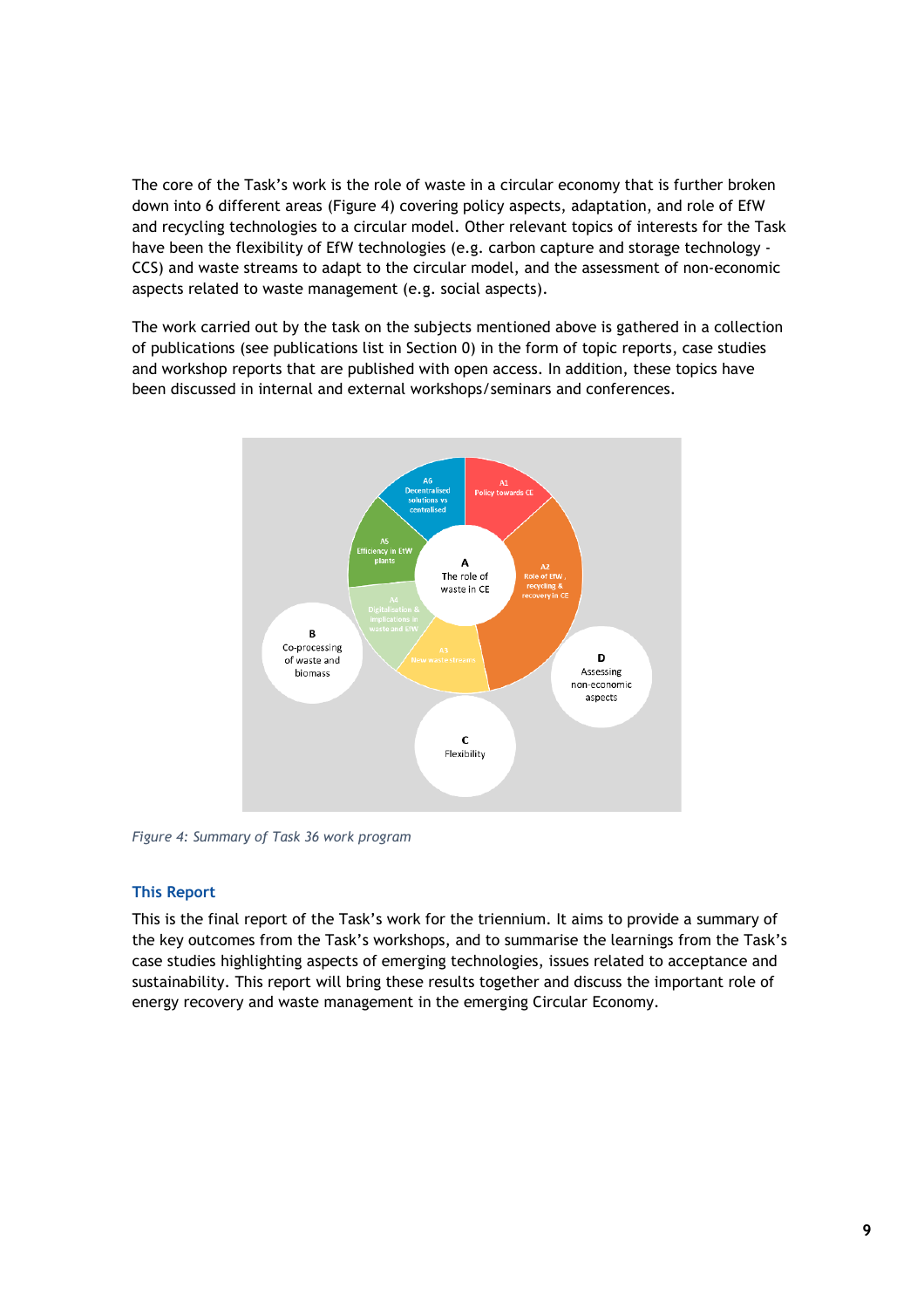The core of the Task's work is the role of waste in a circular economy that is further broken down into 6 different areas (Figure 4) covering policy aspects, adaptation, and role of EfW and recycling technologies to a circular model. Other relevant topics of interests for the Task have been the flexibility of EfW technologies (e.g. carbon capture and storage technology - CCS) and waste streams to adapt to the circular model, and the assessment of non-economic aspects related to waste management (e.g. social aspects).

The work carried out by the task on the subjects mentioned above is gathered in a collection of publications (see publications list in Section 0) in the form of topic reports, case studies and workshop reports that are published with open access. In addition, these topics have been discussed in internal and external workshops/seminars and conferences.

*Figure 4: Summary of Task 36 work program*

### This Report

This is the final report of the Task's work for the triennium. It aims to provide a summary of the key outcomes from the Task's workshops, and to summarise the learnings from the Task's case studies highlighting aspects of emerging technologies, issues related to acceptance and sustainability. This report will bring these results together and discuss the important role of energy recovery and waste management in the emerging Circular Economy.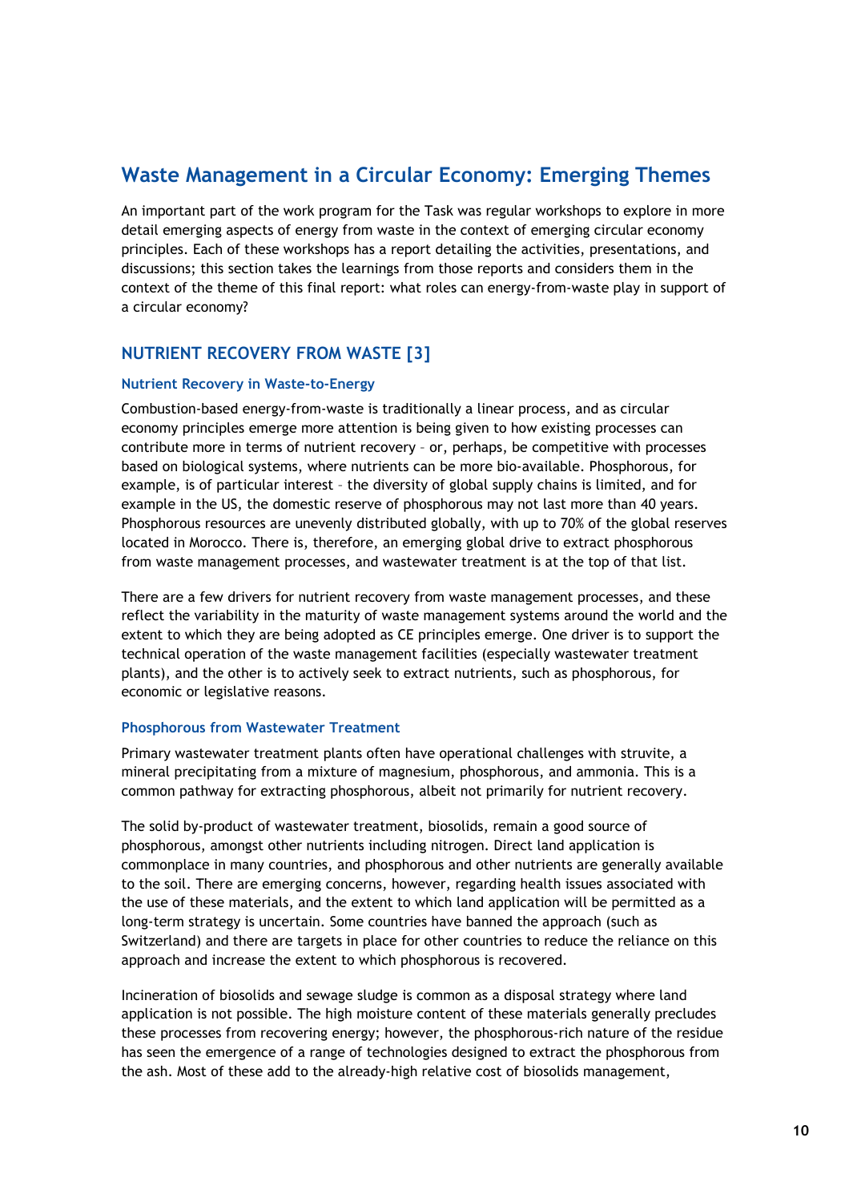## Waste Management in a Circular Economy: Emerging Themes

An important part of the work program for the Task was regular workshops to explore in more detail emerging aspects of energy from waste in the context of emerging circular economy principles. Each of these workshops has a report detailing the activities, presentations, and discussions; this section takes the learnings from those reports and considers them in the context of the theme of this final report: what roles can energy-from-waste play in support of a circular economy?

### NUTRIENT RECOVERY FROM WASTE [3]

#### Nutrient Recovery in Waste-to-Energy

Combustion-based energy-from-waste is traditionally a linear process, and as circular economy principles emerge more attention is being given to how existing processes can contribute more in terms of nutrient recovery – or, perhaps, be competitive with processes based on biological systems, where nutrients can be more bio-available. Phosphorous, for example, is of particular interest – the diversity of global supply chains is limited, and for example in the US, the domestic reserve of phosphorous may not last more than 40 years. Phosphorous resources are unevenly distributed globally, with up to 70% of the global reserves located in Morocco. There is, therefore, an emerging global drive to extract phosphorous from waste management processes, and wastewater treatment is at the top of that list.

There are a few drivers for nutrient recovery from waste management processes, and these reflect the variability in the maturity of waste management systems around the world and the extent to which they are being adopted as CE principles emerge. One driver is to support the technical operation of the waste management facilities (especially wastewater treatment plants), and the other is to actively seek to extract nutrients, such as phosphorous, for economic or legislative reasons.

#### Phosphorous from Wastewater Treatment

Primary wastewater treatment plants often have operational challenges with struvite, a mineral precipitating from a mixture of magnesium, phosphorous, and ammonia. This is a common pathway for extracting phosphorous, albeit not primarily for nutrient recovery.

The solid by-product of wastewater treatment, biosolids, remain a good source of phosphorous, amongst other nutrients including nitrogen. Direct land application is commonplace in many countries, and phosphorous and other nutrients are generally available to the soil. There are emerging concerns, however, regarding health issues associated with the use of these materials, and the extent to which land application will be permitted as a long-term strategy is uncertain. Some countries have banned the approach (such as Switzerland) and there are targets in place for other countries to reduce the reliance on this approach and increase the extent to which phosphorous is recovered.

Incineration of biosolids and sewage sludge is common as a disposal strategy where land application is not possible. The high moisture content of these materials generally precludes these processes from recovering energy; however, the phosphorous-rich nature of the residue has seen the emergence of a range of technologies designed to extract the phosphorous from the ash. Most of these add to the already-high relative cost of biosolids management,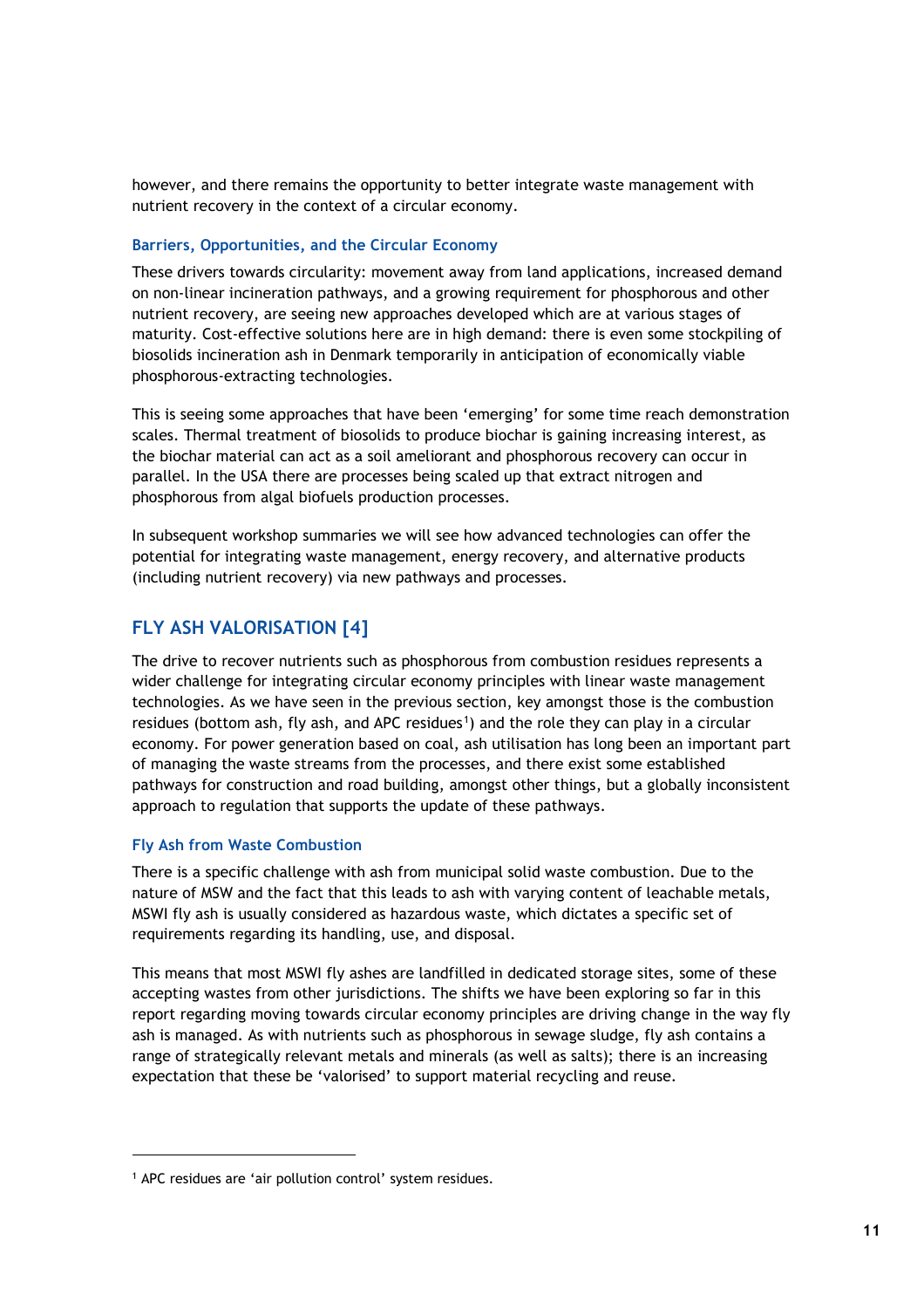however, and there remains the opportunity to better integrate waste management with nutrient recovery in the context of a circular economy.

### Barriers, Opportunities, and the Circular Economy

These drivers towards circularity: movement away from land applications, increased demand on non-linear incineration pathways, and a growing requirement for phosphorous and other nutrient recovery, are seeing new approaches developed which are at various stages of maturity. Cost-effective solutions here are in high demand: there is even some stockpiling of biosolids incineration ash in Denmark temporarily in anticipation of economically viable phosphorous-extracting technologies.

This is seeing some approaches that have been 'emerging' for some time reach demonstration scales. Thermal treatment of biosolids to produce biochar is gaining increasing interest, as the biochar material can act as a soil ameliorant and phosphorous recovery can occur in parallel. In the USA there are processes being scaled up that extract nitrogen and phosphorous from algal biofuels production processes.

In subsequent workshop summaries we will see how advanced technologies can offer the potential for integrating waste management, energy recovery, and alternative products (including nutrient recovery) via new pathways and processes.

## FLY ASH VALORISATION [4]

The drive to recover nutrients such as phosphorous from combustion residues represents a wider challenge for integrating circular economy principles with linear waste management technologies. As we have seen in the previous section, key amongst those is the combustion residues (bottom ash, fly ash, and APC residues[1]) and the role they can play in a circular economy. For power generation based on coal, ash utilisation has long been an important part of managing the waste streams from the processes, and there exist some established pathways for construction and road building, amongst other things, but a globally inconsistent approach to regulation that supports the update of these pathways.

### Fly Ash from Waste Combustion

There is a specific challenge with ash from municipal solid waste combustion. Due to the nature of MSW and the fact that this leads to ash with varying content of leachable metals, MSWI fly ash is usually considered as hazardous waste, which dictates a specific set of requirements regarding its handling, use, and disposal.

This means that most MSWI fly ashes are landfilled in dedicated storage sites, some of these accepting wastes from other jurisdictions. The shifts we have been exploring so far in this report regarding moving towards circular economy principles are driving change in the way fly ash is managed. As with nutrients such as phosphorous in sewage sludge, fly ash contains a range of strategically relevant metals and minerals (as well as salts); there is an increasing expectation that these be 'valorised' to support material recycling and reuse.

---

[1] APC residues are 'air pollution control' system residues.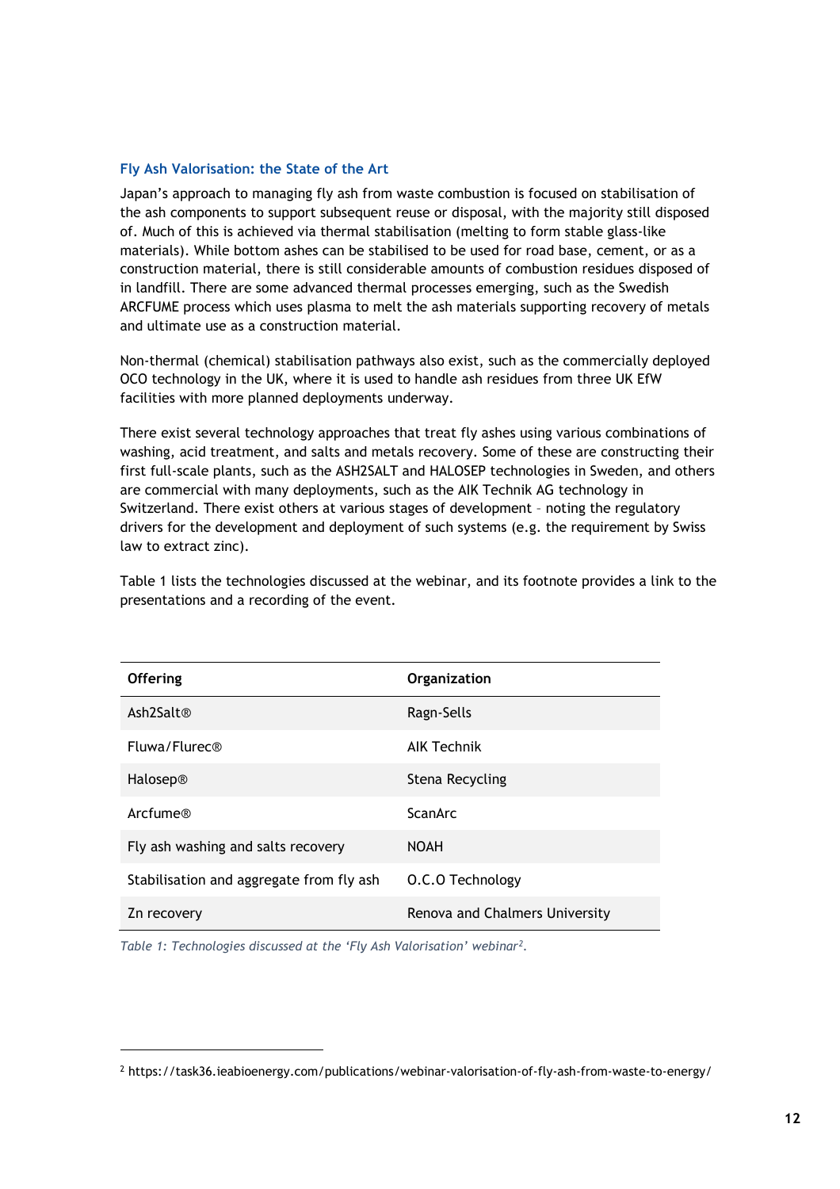### Fly Ash Valorisation: the State of the Art

Japan's approach to managing fly ash from waste combustion is focused on stabilisation of the ash components to support subsequent reuse or disposal, with the majority still disposed of. Much of this is achieved via thermal stabilisation (melting to form stable glass-like materials). While bottom ashes can be stabilised to be used for road base, cement, or as a construction material, there is still considerable amounts of combustion residues disposed of in landfill. There are some advanced thermal processes emerging, such as the Swedish ARCFUME process which uses plasma to melt the ash materials supporting recovery of metals and ultimate use as a construction material.

Non-thermal (chemical) stabilisation pathways also exist, such as the commercially deployed OCO technology in the UK, where it is used to handle ash residues from three UK EfW facilities with more planned deployments underway.

There exist several technology approaches that treat fly ashes using various combinations of washing, acid treatment, and salts and metals recovery. Some of these are constructing their first full-scale plants, such as the ASH2SALT and HALOSEP technologies in Sweden, and others are commercial with many deployments, such as the AIK Technik AG technology in Switzerland. There exist others at various stages of development – noting the regulatory drivers for the development and deployment of such systems (e.g. the requirement by Swiss law to extract zinc).

Table 1 lists the technologies discussed at the webinar, and its footnote provides a link to the presentations and a recording of the event.

| Offering | Organization |
|---|---|
| Ash2Salt® | Ragn-Sells |
| Fluwa/Flurec® | AIK Technik |
| Halosep® | Stena Recycling |
| Arcfume® | ScanArc |
| Fly ash washing and salts recovery | NOAH |
| Stabilisation and aggregate from fly ash | O.C.O Technology |
| Zn recovery | Renova and Chalmers University |

*Table 1: Technologies discussed at the 'Fly Ash Valorisation' webinar[2].*

[2] https://task36.ieabioenergy.com/publications/webinar-valorisation-of-fly-ash-from-waste-to-energy/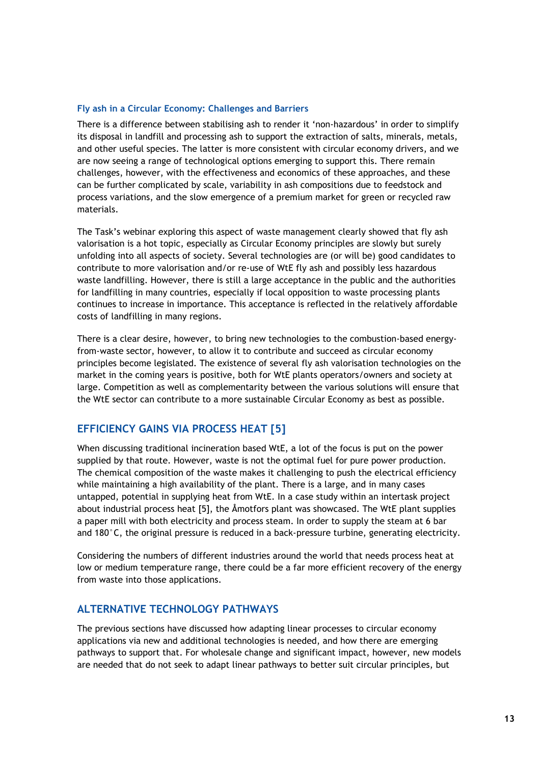### Fly ash in a Circular Economy: Challenges and Barriers

There is a difference between stabilising ash to render it 'non-hazardous' in order to simplify its disposal in landfill and processing ash to support the extraction of salts, minerals, metals, and other useful species. The latter is more consistent with circular economy drivers, and we are now seeing a range of technological options emerging to support this. There remain challenges, however, with the effectiveness and economics of these approaches, and these can be further complicated by scale, variability in ash compositions due to feedstock and process variations, and the slow emergence of a premium market for green or recycled raw materials.

The Task's webinar exploring this aspect of waste management clearly showed that fly ash valorisation is a hot topic, especially as Circular Economy principles are slowly but surely unfolding into all aspects of society. Several technologies are (or will be) good candidates to contribute to more valorisation and/or re-use of WtE fly ash and possibly less hazardous waste landfilling. However, there is still a large acceptance in the public and the authorities for landfilling in many countries, especially if local opposition to waste processing plants continues to increase in importance. This acceptance is reflected in the relatively affordable costs of landfilling in many regions.

There is a clear desire, however, to bring new technologies to the combustion-based energy-from-waste sector, however, to allow it to contribute and succeed as circular economy principles become legislated. The existence of several fly ash valorisation technologies on the market in the coming years is positive, both for WtE plants operators/owners and society at large. Competition as well as complementarity between the various solutions will ensure that the WtE sector can contribute to a more sustainable Circular Economy as best as possible.

## EFFICIENCY GAINS VIA PROCESS HEAT [5]

When discussing traditional incineration based WtE, a lot of the focus is put on the power supplied by that route. However, waste is not the optimal fuel for pure power production. The chemical composition of the waste makes it challenging to push the electrical efficiency while maintaining a high availability of the plant. There is a large, and in many cases untapped, potential in supplying heat from WtE. In a case study within an intertask project about industrial process heat [5], the Åmotfors plant was showcased. The WtE plant supplies a paper mill with both electricity and process steam. In order to supply the steam at 6 bar and 180°C, the original pressure is reduced in a back-pressure turbine, generating electricity.

Considering the numbers of different industries around the world that needs process heat at low or medium temperature range, there could be a far more efficient recovery of the energy from waste into those applications.

## ALTERNATIVE TECHNOLOGY PATHWAYS

The previous sections have discussed how adapting linear processes to circular economy applications via new and additional technologies is needed, and how there are emerging pathways to support that. For wholesale change and significant impact, however, new models are needed that do not seek to adapt linear pathways to better suit circular principles, but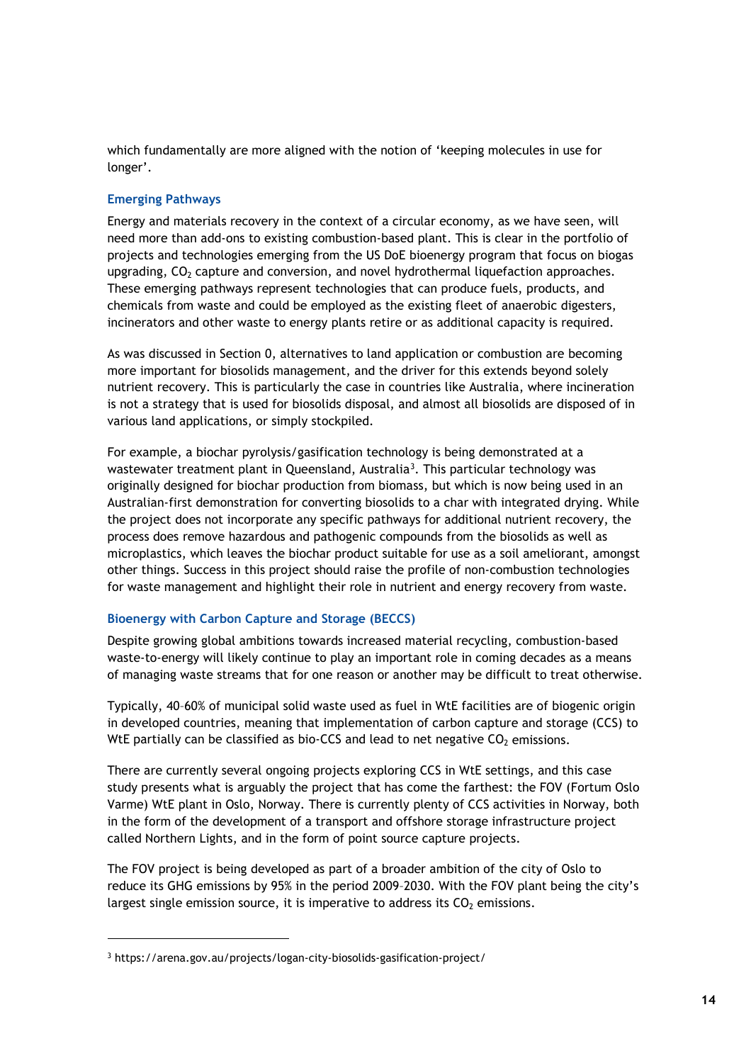which fundamentally are more aligned with the notion of 'keeping molecules in use for longer'.

### Emerging Pathways

Energy and materials recovery in the context of a circular economy, as we have seen, will need more than add-ons to existing combustion-based plant. This is clear in the portfolio of projects and technologies emerging from the US DoE bioenergy program that focus on biogas upgrading, $CO_2$ capture and conversion, and novel hydrothermal liquefaction approaches. These emerging pathways represent technologies that can produce fuels, products, and chemicals from waste and could be employed as the existing fleet of anaerobic digesters, incinerators and other waste to energy plants retire or as additional capacity is required.

As was discussed in Section 0, alternatives to land application or combustion are becoming more important for biosolids management, and the driver for this extends beyond solely nutrient recovery. This is particularly the case in countries like Australia, where incineration is not a strategy that is used for biosolids disposal, and almost all biosolids are disposed of in various land applications, or simply stockpiled.

For example, a biochar pyrolysis/gasification technology is being demonstrated at a wastewater treatment plant in Queensland, Australia[3]. This particular technology was originally designed for biochar production from biomass, but which is now being used in an Australian-first demonstration for converting biosolids to a char with integrated drying. While the project does not incorporate any specific pathways for additional nutrient recovery, the process does remove hazardous and pathogenic compounds from the biosolids as well as microplastics, which leaves the biochar product suitable for use as a soil ameliorant, amongst other things. Success in this project should raise the profile of non-combustion technologies for waste management and highlight their role in nutrient and energy recovery from waste.

### Bioenergy with Carbon Capture and Storage (BECCS)

Despite growing global ambitions towards increased material recycling, combustion-based waste-to-energy will likely continue to play an important role in coming decades as a means of managing waste streams that for one reason or another may be difficult to treat otherwise.

Typically, 40–60% of municipal solid waste used as fuel in WtE facilities are of biogenic origin in developed countries, meaning that implementation of carbon capture and storage (CCS) to WtE partially can be classified as bio-CCS and lead to net negative $CO_2$ emissions.

There are currently several ongoing projects exploring CCS in WtE settings, and this case study presents what is arguably the project that has come the farthest: the FOV (Fortum Oslo Varme) WtE plant in Oslo, Norway. There is currently plenty of CCS activities in Norway, both in the form of the development of a transport and offshore storage infrastructure project called Northern Lights, and in the form of point source capture projects.

The FOV project is being developed as part of a broader ambition of the city of Oslo to reduce its GHG emissions by 95% in the period 2009–2030. With the FOV plant being the city's largest single emission source, it is imperative to address its $CO_2$ emissions.

---

[3] https://arena.gov.au/projects/logan-city-biosolids-gasification-project/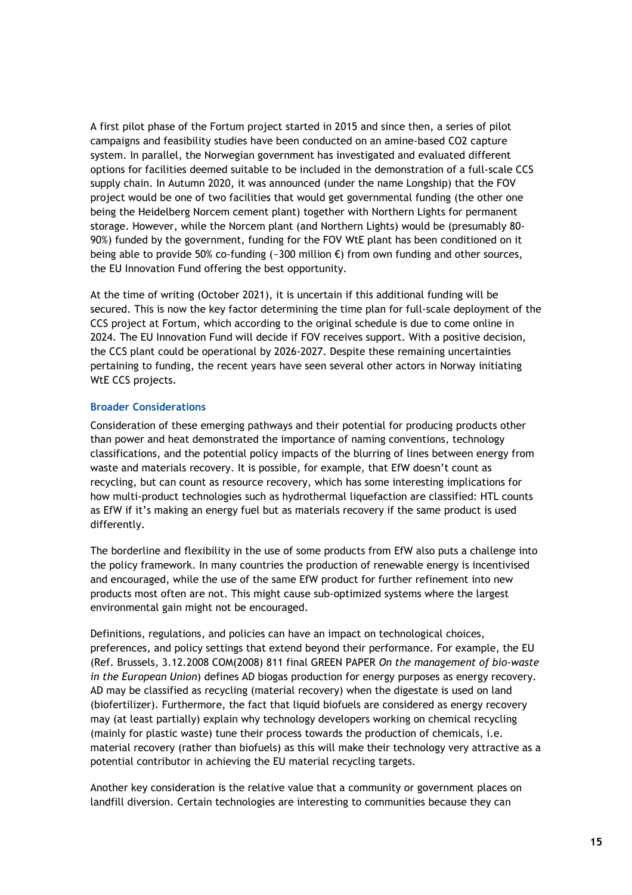A first pilot phase of the Fortum project started in 2015 and since then, a series of pilot campaigns and feasibility studies have been conducted on an amine-based $CO_2$ capture system. In parallel, the Norwegian government has investigated and evaluated different options for facilities deemed suitable to be included in the demonstration of a full-scale CCS supply chain. In Autumn 2020, it was announced (under the name Longship) that the FOV project would be one of two facilities that would get governmental funding (the other one being the Heidelberg Norcem cement plant) together with Northern Lights for permanent storage. However, while the Norcem plant (and Northern Lights) would be (presumably 80-90%) funded by the government, funding for the FOV WtE plant has been conditioned on it being able to provide 50% co-funding (~300 million €) from own funding and other sources, the EU Innovation Fund offering the best opportunity.

At the time of writing (October 2021), it is uncertain if this additional funding will be secured. This is now the key factor determining the time plan for full-scale deployment of the CCS project at Fortum, which according to the original schedule is due to come online in 2024. The EU Innovation Fund will decide if FOV receives support. With a positive decision, the CCS plant could be operational by 2026-2027. Despite these remaining uncertainties pertaining to funding, the recent years have seen several other actors in Norway initiating WtE CCS projects.

### Broader Considerations

Consideration of these emerging pathways and their potential for producing products other than power and heat demonstrated the importance of naming conventions, technology classifications, and the potential policy impacts of the blurring of lines between energy from waste and materials recovery. It is possible, for example, that EfW doesn't count as recycling, but can count as resource recovery, which has some interesting implications for how multi-product technologies such as hydrothermal liquefaction are classified: HTL counts as EfW if it's making an energy fuel but as materials recovery if the same product is used differently.

The borderline and flexibility in the use of some products from EfW also puts a challenge into the policy framework. In many countries the production of renewable energy is incentivised and encouraged, while the use of the same EfW product for further refinement into new products most often are not. This might cause sub-optimized systems where the largest environmental gain might not be encouraged.

Definitions, regulations, and policies can have an impact on technological choices, preferences, and policy settings that extend beyond their performance. For example, the EU (Ref. Brussels, 3.12.2008 COM(2008) 811 final GREEN PAPER *On the management of bio-waste in the European Union*) defines AD biogas production for energy purposes as energy recovery. AD may be classified as recycling (material recovery) when the digestate is used on land (biofertilizer). Furthermore, the fact that liquid biofuels are considered as energy recovery may (at least partially) explain why technology developers working on chemical recycling (mainly for plastic waste) tune their process towards the production of chemicals, i.e. material recovery (rather than biofuels) as this will make their technology very attractive as a potential contributor in achieving the EU material recycling targets.

Another key consideration is the relative value that a community or government places on landfill diversion. Certain technologies are interesting to communities because they can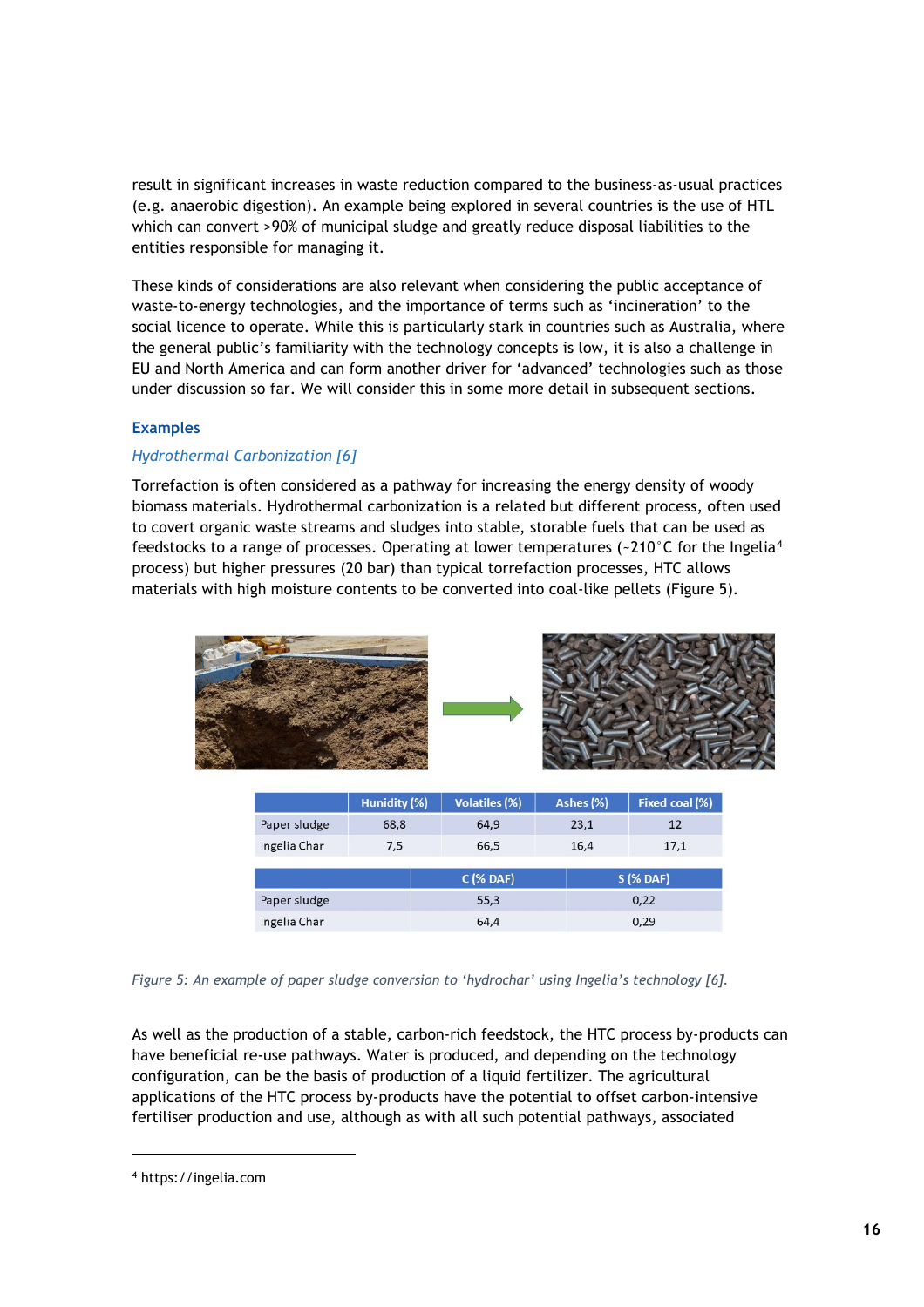result in significant increases in waste reduction compared to the business-as-usual practices (e.g. anaerobic digestion). An example being explored in several countries is the use of HTL which can convert >90% of municipal sludge and greatly reduce disposal liabilities to the entities responsible for managing it.

These kinds of considerations are also relevant when considering the public acceptance of waste-to-energy technologies, and the importance of terms such as 'incineration' to the social licence to operate. While this is particularly stark in countries such as Australia, where the general public's familiarity with the technology concepts is low, it is also a challenge in EU and North America and can form another driver for 'advanced' technologies such as those under discussion so far. We will consider this in some more detail in subsequent sections.

### Examples

#### *Hydrothermal Carbonization [6]*

Torrefaction is often considered as a pathway for increasing the energy density of woody biomass materials. Hydrothermal carbonization is a related but different process, often used to covert organic waste streams and sludges into stable, storable fuels that can be used as feedstocks to a range of processes. Operating at lower temperatures (~210°C for the Ingelia[4] process) but higher pressures (20 bar) than typical torrefaction processes, HTC allows materials with high moisture contents to be converted into coal-like pellets (Figure 5).

| | Hunidity (%) | Volatiles (%) | Ashes (%) | Fixed coal (%) |
|---|---|---|---|---|
| Paper sludge | 68,8 | 64,9 | 23,1 | 12 |
| Ingelia Char | 7,5 | 66,5 | 16,4 | 17,1 |

| | C (% DAF) | S (% DAF) |
|---|---|---|
| Paper sludge | 55,3 | 0,22 |
| Ingelia Char | 64,4 | 0,29 |

*Figure 5: An example of paper sludge conversion to 'hydrochar' using Ingelia's technology [6].*

As well as the production of a stable, carbon-rich feedstock, the HTC process by-products can have beneficial re-use pathways. Water is produced, and depending on the technology configuration, can be the basis of production of a liquid fertilizer. The agricultural applications of the HTC process by-products have the potential to offset carbon-intensive fertiliser production and use, although as with all such potential pathways, associated

[4] https://ingelia.com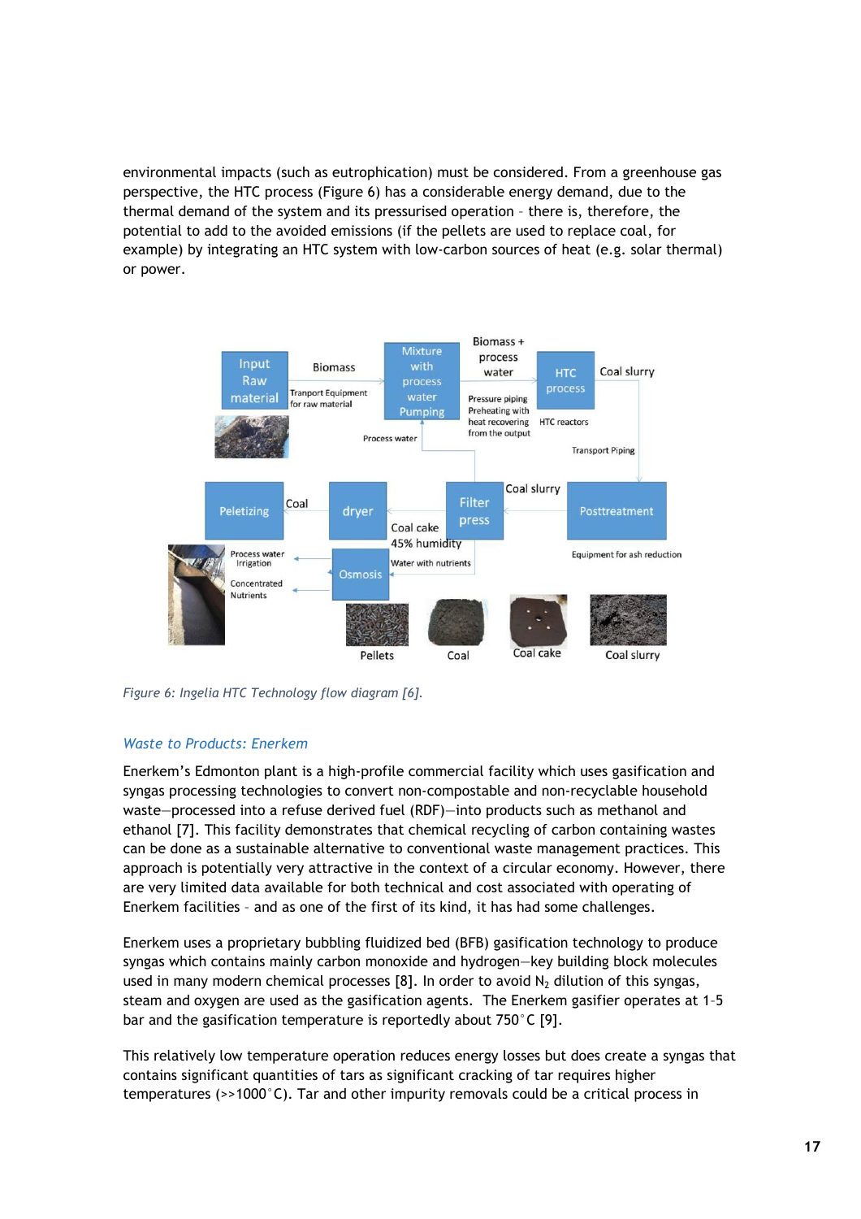environmental impacts (such as eutrophication) must be considered. From a greenhouse gas perspective, the HTC process (Figure 6) has a considerable energy demand, due to the thermal demand of the system and its pressurised operation - there is, therefore, the potential to add to the avoided emissions (if the pellets are used to replace coal, for example) by integrating an HTC system with low-carbon sources of heat (e.g. solar thermal) or power.

*Figure 6: Ingelia HTC Technology flow diagram [6].*

## Waste to Products: Enerkem

Enerkem's Edmonton plant is a high-profile commercial facility which uses gasification and syngas processing technologies to convert non-compostable and non-recyclable household waste—processed into a refuse derived fuel (RDF)—into products such as methanol and ethanol [7]. This facility demonstrates that chemical recycling of carbon containing wastes can be done as a sustainable alternative to conventional waste management practices. This approach is potentially very attractive in the context of a circular economy. However, there are very limited data available for both technical and cost associated with operating of Enerkem facilities - and as one of the first of its kind, it has had some challenges.

Enerkem uses a proprietary bubbling fluidized bed (BFB) gasification technology to produce syngas which contains mainly carbon monoxide and hydrogen—key building block molecules used in many modern chemical processes [8]. In order to avoid $N_2$ dilution of this syngas, steam and oxygen are used as the gasification agents. The Enerkem gasifier operates at 1-5 bar and the gasification temperature is reportedly about 750°C [9].

This relatively low temperature operation reduces energy losses but does create a syngas that contains significant quantities of tars as significant cracking of tar requires higher temperatures (>>1000°C). Tar and other impurity removals could be a critical process in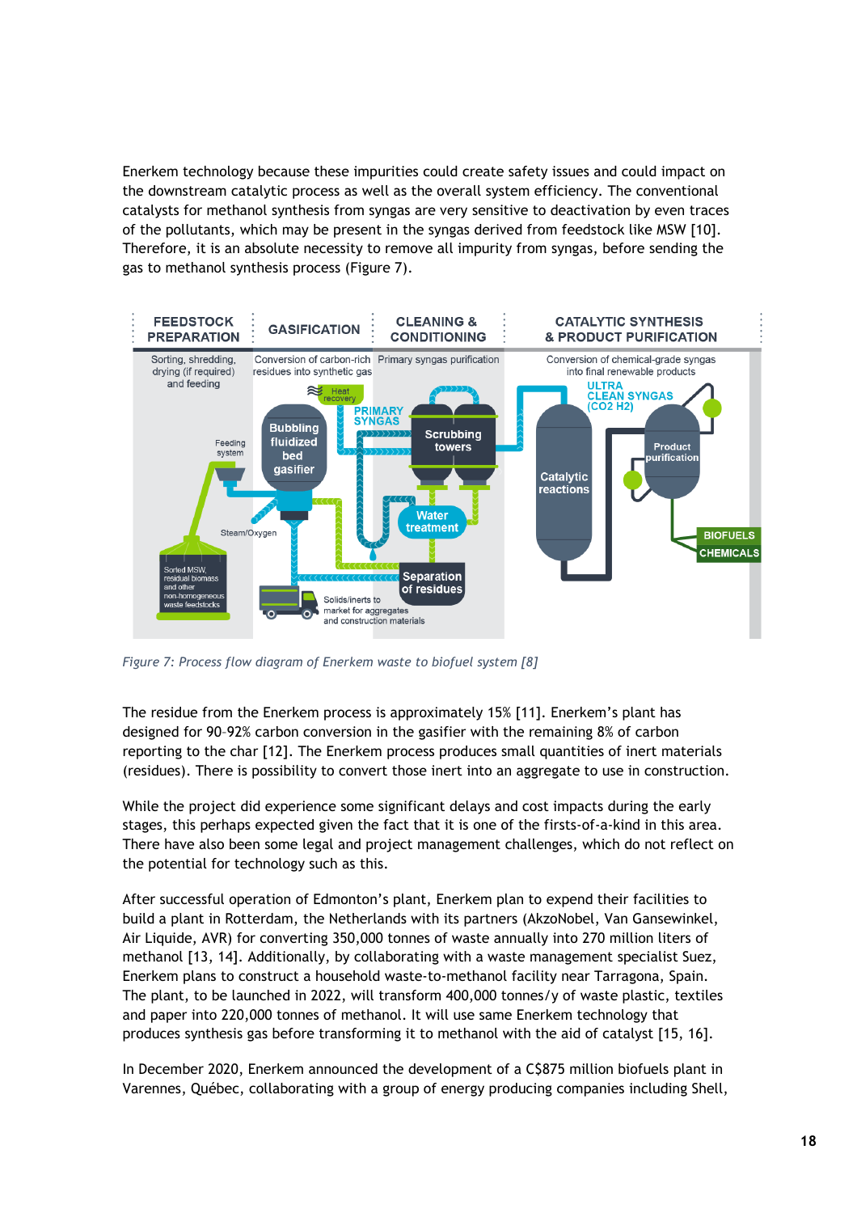Enerkem technology because these impurities could create safety issues and could impact on the downstream catalytic process as well as the overall system efficiency. The conventional catalysts for methanol synthesis from syngas are very sensitive to deactivation by even traces of the pollutants, which may be present in the syngas derived from feedstock like MSW [10]. Therefore, it is an absolute necessity to remove all impurity from syngas, before sending the gas to methanol synthesis process (Figure 7).

*Figure 7: Process flow diagram of Enerkem waste to biofuel system [8]*

The residue from the Enerkem process is approximately 15% [11]. Enerkem's plant has designed for 90–92% carbon conversion in the gasifier with the remaining 8% of carbon reporting to the char [12]. The Enerkem process produces small quantities of inert materials (residues). There is possibility to convert those inert into an aggregate to use in construction.

While the project did experience some significant delays and cost impacts during the early stages, this perhaps expected given the fact that it is one of the firsts-of-a-kind in this area. There have also been some legal and project management challenges, which do not reflect on the potential for technology such as this.

After successful operation of Edmonton's plant, Enerkem plan to expend their facilities to build a plant in Rotterdam, the Netherlands with its partners (AkzoNobel, Van Gansewinkel, Air Liquide, AVR) for converting 350,000 tonnes of waste annually into 270 million liters of methanol [13, 14]. Additionally, by collaborating with a waste management specialist Suez, Enerkem plans to construct a household waste-to-methanol facility near Tarragona, Spain. The plant, to be launched in 2022, will transform 400,000 tonnes/y of waste plastic, textiles and paper into 220,000 tonnes of methanol. It will use same Enerkem technology that produces synthesis gas before transforming it to methanol with the aid of catalyst [15, 16].

In December 2020, Enerkem announced the development of a C$875 million biofuels plant in Varennes, Québec, collaborating with a group of energy producing companies including Shell,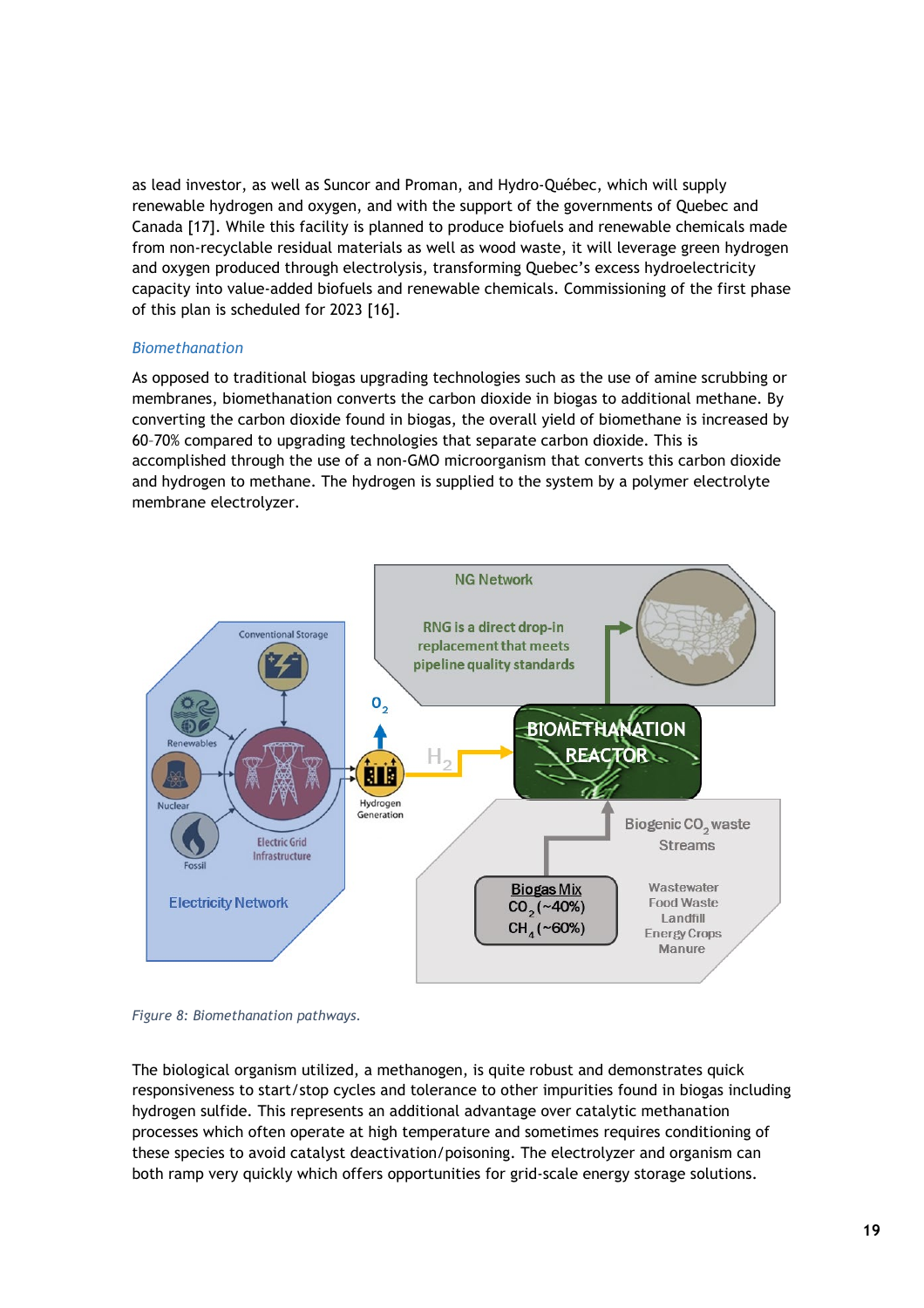as lead investor, as well as Suncor and Proman, and Hydro-Québec, which will supply renewable hydrogen and oxygen, and with the support of the governments of Quebec and Canada [17]. While this facility is planned to produce biofuels and renewable chemicals made from non-recyclable residual materials as well as wood waste, it will leverage green hydrogen and oxygen produced through electrolysis, transforming Quebec's excess hydroelectricity capacity into value-added biofuels and renewable chemicals. Commissioning of the first phase of this plan is scheduled for 2023 [16].

### *Biomethanation*

As opposed to traditional biogas upgrading technologies such as the use of amine scrubbing or membranes, biomethanation converts the carbon dioxide in biogas to additional methane. By converting the carbon dioxide found in biogas, the overall yield of biomethane is increased by 60–70% compared to upgrading technologies that separate carbon dioxide. This is accomplished through the use of a non-GMO microorganism that converts this carbon dioxide and hydrogen to methane. The hydrogen is supplied to the system by a polymer electrolyte membrane electrolyzer.

*Figure 8: Biomethanation pathways.*

The biological organism utilized, a methanogen, is quite robust and demonstrates quick responsiveness to start/stop cycles and tolerance to other impurities found in biogas including hydrogen sulfide. This represents an additional advantage over catalytic methanation processes which often operate at high temperature and sometimes requires conditioning of these species to avoid catalyst deactivation/poisoning. The electrolyzer and organism can both ramp very quickly which offers opportunities for grid-scale energy storage solutions.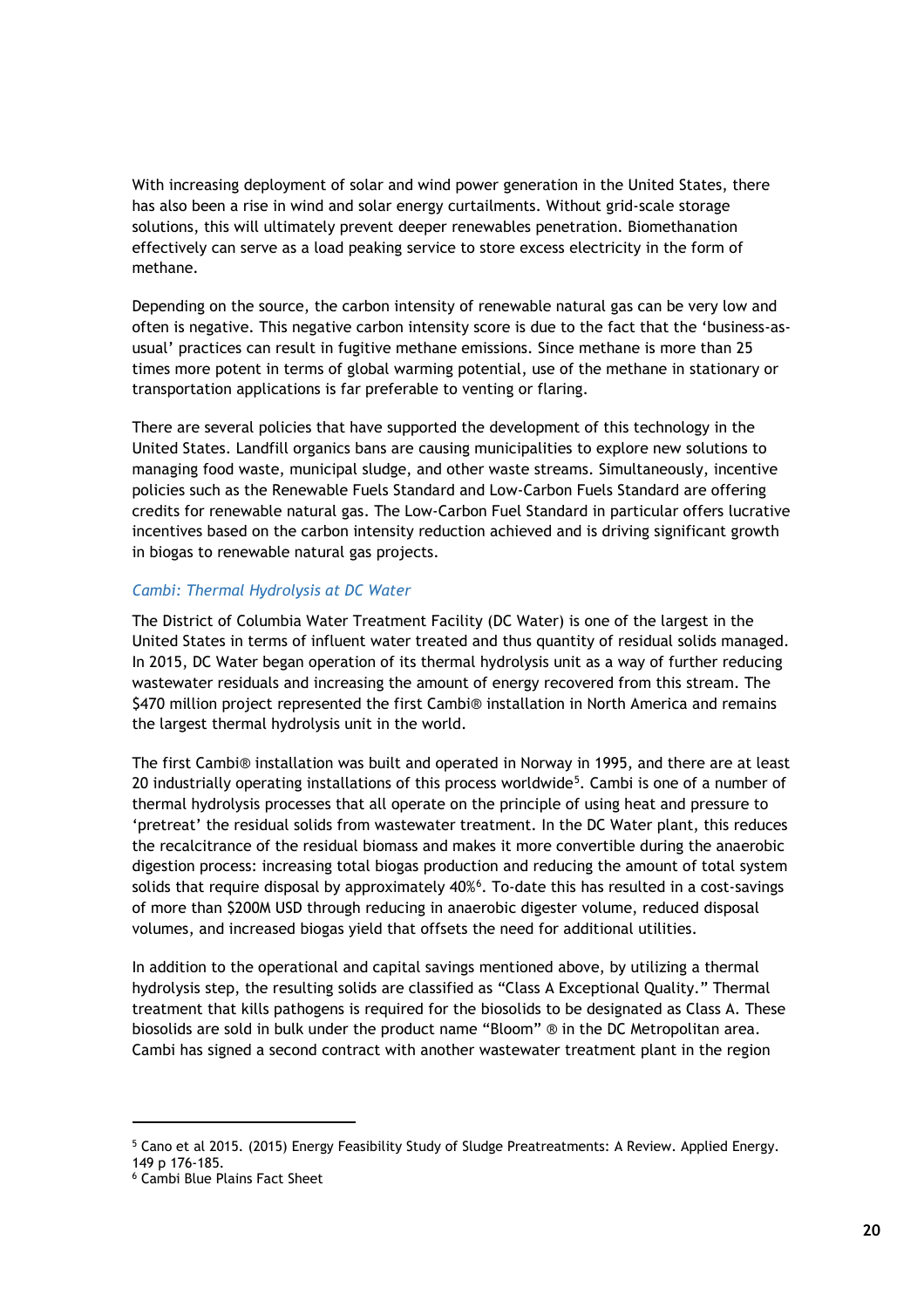With increasing deployment of solar and wind power generation in the United States, there has also been a rise in wind and solar energy curtailments. Without grid-scale storage solutions, this will ultimately prevent deeper renewables penetration. Biomethanation effectively can serve as a load peaking service to store excess electricity in the form of methane.

Depending on the source, the carbon intensity of renewable natural gas can be very low and often is negative. This negative carbon intensity score is due to the fact that the 'business-as-usual' practices can result in fugitive methane emissions. Since methane is more than 25 times more potent in terms of global warming potential, use of the methane in stationary or transportation applications is far preferable to venting or flaring.

There are several policies that have supported the development of this technology in the United States. Landfill organics bans are causing municipalities to explore new solutions to managing food waste, municipal sludge, and other waste streams. Simultaneously, incentive policies such as the Renewable Fuels Standard and Low-Carbon Fuels Standard are offering credits for renewable natural gas. The Low-Carbon Fuel Standard in particular offers lucrative incentives based on the carbon intensity reduction achieved and is driving significant growth in biogas to renewable natural gas projects.

### *Cambi: Thermal Hydrolysis at DC Water*

The District of Columbia Water Treatment Facility (DC Water) is one of the largest in the United States in terms of influent water treated and thus quantity of residual solids managed. In 2015, DC Water began operation of its thermal hydrolysis unit as a way of further reducing wastewater residuals and increasing the amount of energy recovered from this stream. The $470 million project represented the first Cambi® installation in North America and remains the largest thermal hydrolysis unit in the world.

The first Cambi® installation was built and operated in Norway in 1995, and there are at least 20 industrially operating installations of this process worldwide[5]. Cambi is one of a number of thermal hydrolysis processes that all operate on the principle of using heat and pressure to 'pretreat' the residual solids from wastewater treatment. In the DC Water plant, this reduces the recalcitrance of the residual biomass and makes it more convertible during the anaerobic digestion process: increasing total biogas production and reducing the amount of total system solids that require disposal by approximately 40%[6]. To-date this has resulted in a cost-savings of more than $200M USD through reducing in anaerobic digester volume, reduced disposal volumes, and increased biogas yield that offsets the need for additional utilities.

In addition to the operational and capital savings mentioned above, by utilizing a thermal hydrolysis step, the resulting solids are classified as "Class A Exceptional Quality." Thermal treatment that kills pathogens is required for the biosolids to be designated as Class A. These biosolids are sold in bulk under the product name "Bloom" ® in the DC Metropolitan area. Cambi has signed a second contract with another wastewater treatment plant in the region

---

[5] Cano et al 2015. (2015) Energy Feasibility Study of Sludge Preatreatments: A Review. Applied Energy. 149 p 176-185.

[6] Cambi Blue Plains Fact Sheet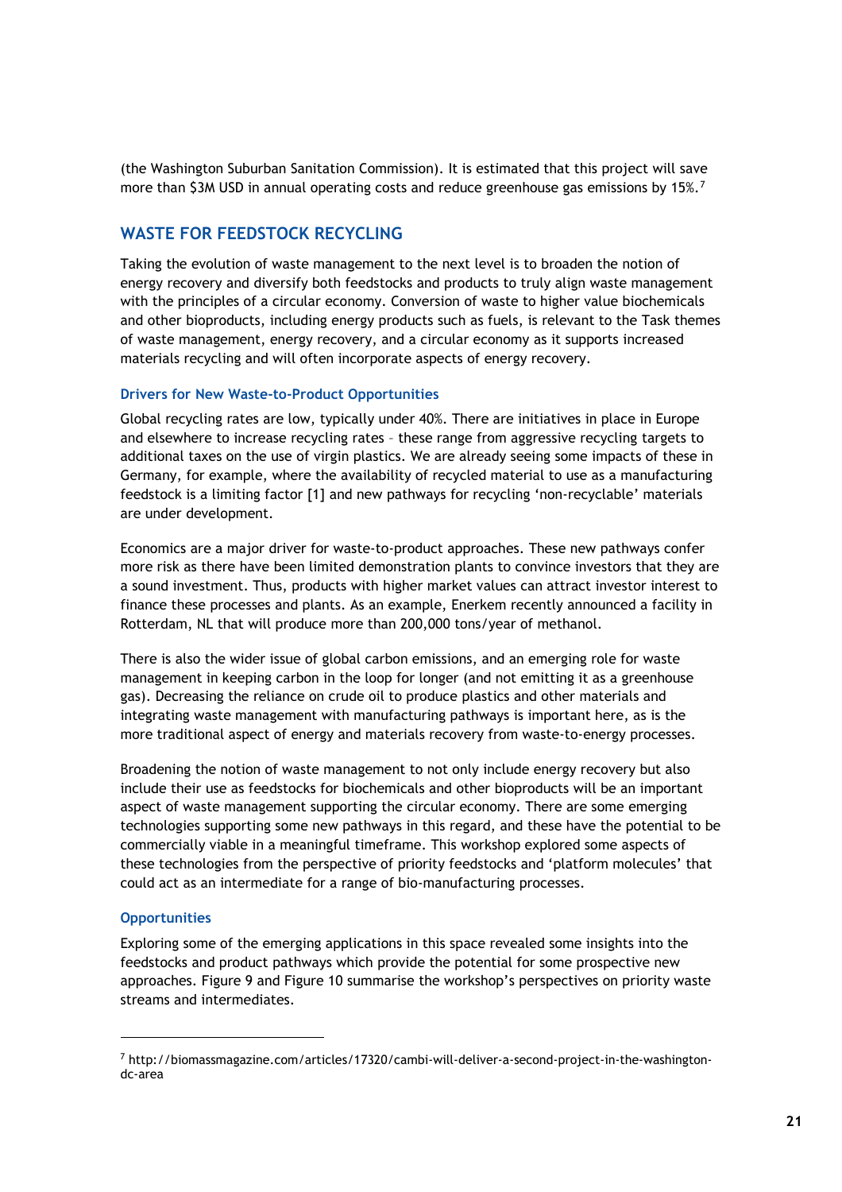(the Washington Suburban Sanitation Commission). It is estimated that this project will save more than $3M USD in annual operating costs and reduce greenhouse gas emissions by 15%.[7]

## WASTE FOR FEEDSTOCK RECYCLING

Taking the evolution of waste management to the next level is to broaden the notion of energy recovery and diversify both feedstocks and products to truly align waste management with the principles of a circular economy. Conversion of waste to higher value biochemicals and other bioproducts, including energy products such as fuels, is relevant to the Task themes of waste management, energy recovery, and a circular economy as it supports increased materials recycling and will often incorporate aspects of energy recovery.

### Drivers for New Waste-to-Product Opportunities

Global recycling rates are low, typically under 40%. There are initiatives in place in Europe and elsewhere to increase recycling rates – these range from aggressive recycling targets to additional taxes on the use of virgin plastics. We are already seeing some impacts of these in Germany, for example, where the availability of recycled material to use as a manufacturing feedstock is a limiting factor [1] and new pathways for recycling 'non-recyclable' materials are under development.

Economics are a major driver for waste-to-product approaches. These new pathways confer more risk as there have been limited demonstration plants to convince investors that they are a sound investment. Thus, products with higher market values can attract investor interest to finance these processes and plants. As an example, Enerkem recently announced a facility in Rotterdam, NL that will produce more than 200,000 tons/year of methanol.

There is also the wider issue of global carbon emissions, and an emerging role for waste management in keeping carbon in the loop for longer (and not emitting it as a greenhouse gas). Decreasing the reliance on crude oil to produce plastics and other materials and integrating waste management with manufacturing pathways is important here, as is the more traditional aspect of energy and materials recovery from waste-to-energy processes.

Broadening the notion of waste management to not only include energy recovery but also include their use as feedstocks for biochemicals and other bioproducts will be an important aspect of waste management supporting the circular economy. There are some emerging technologies supporting some new pathways in this regard, and these have the potential to be commercially viable in a meaningful timeframe. This workshop explored some aspects of these technologies from the perspective of priority feedstocks and 'platform molecules' that could act as an intermediate for a range of bio-manufacturing processes.

### Opportunities

Exploring some of the emerging applications in this space revealed some insights into the feedstocks and product pathways which provide the potential for some prospective new approaches. Figure 9 and Figure 10 summarise the workshop's perspectives on priority waste streams and intermediates.

---

[7] http://biomassmagazine.com/articles/17320/cambi-will-deliver-a-second-project-in-the-washington-dc-area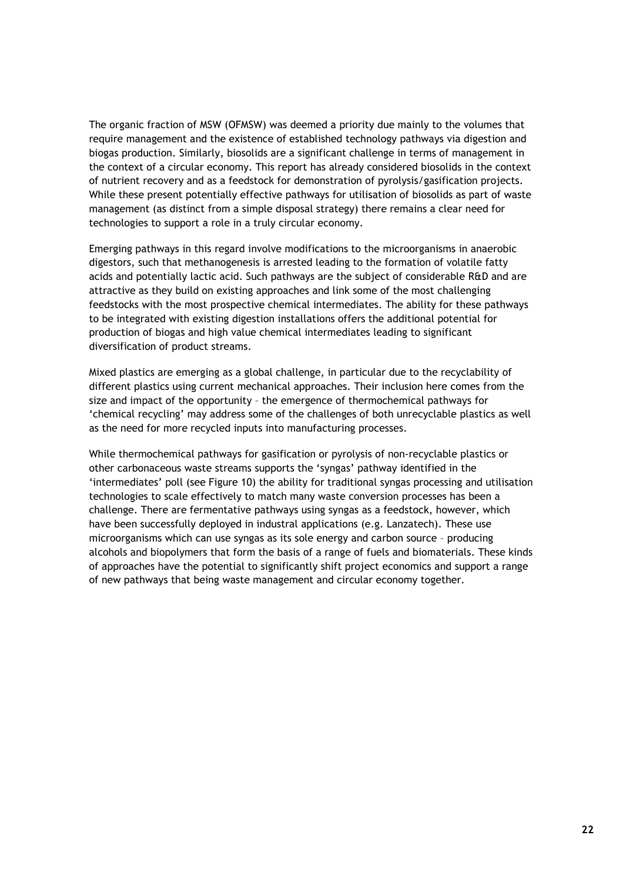The organic fraction of MSW (OFMSW) was deemed a priority due mainly to the volumes that require management and the existence of established technology pathways via digestion and biogas production. Similarly, biosolids are a significant challenge in terms of management in the context of a circular economy. This report has already considered biosolids in the context of nutrient recovery and as a feedstock for demonstration of pyrolysis/gasification projects. While these present potentially effective pathways for utilisation of biosolids as part of waste management (as distinct from a simple disposal strategy) there remains a clear need for technologies to support a role in a truly circular economy.

Emerging pathways in this regard involve modifications to the microorganisms in anaerobic digestors, such that methanogenesis is arrested leading to the formation of volatile fatty acids and potentially lactic acid. Such pathways are the subject of considerable R&D and are attractive as they build on existing approaches and link some of the most challenging feedstocks with the most prospective chemical intermediates. The ability for these pathways to be integrated with existing digestion installations offers the additional potential for production of biogas and high value chemical intermediates leading to significant diversification of product streams.

Mixed plastics are emerging as a global challenge, in particular due to the recyclability of different plastics using current mechanical approaches. Their inclusion here comes from the size and impact of the opportunity – the emergence of thermochemical pathways for 'chemical recycling' may address some of the challenges of both unrecyclable plastics as well as the need for more recycled inputs into manufacturing processes.

While thermochemical pathways for gasification or pyrolysis of non-recyclable plastics or other carbonaceous waste streams supports the 'syngas' pathway identified in the 'intermediates' poll (see Figure 10) the ability for traditional syngas processing and utilisation technologies to scale effectively to match many waste conversion processes has been a challenge. There are fermentative pathways using syngas as a feedstock, however, which have been successfully deployed in industral applications (e.g. Lanzatech). These use microorganisms which can use syngas as its sole energy and carbon source – producing alcohols and biopolymers that form the basis of a range of fuels and biomaterials. These kinds of approaches have the potential to significantly shift project economics and support a range of new pathways that being waste management and circular economy together.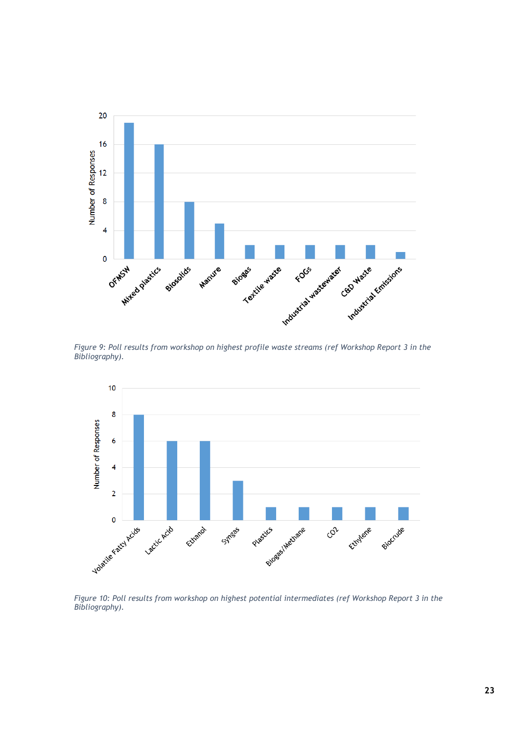Figure 9: Poll results from workshop on highest profile waste streams (ref Workshop Report 3 in the Bibliography).

Figure 10: Poll results from workshop on highest potential intermediates (ref Workshop Report 3 in the Bibliography).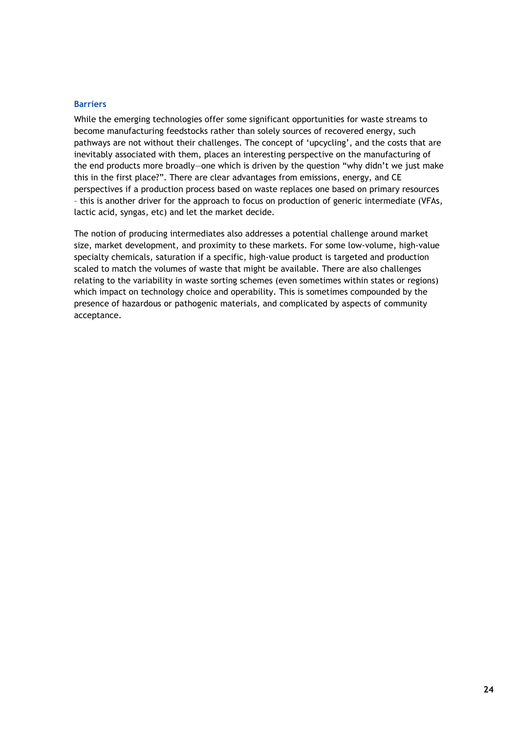### Barriers

While the emerging technologies offer some significant opportunities for waste streams to become manufacturing feedstocks rather than solely sources of recovered energy, such pathways are not without their challenges. The concept of 'upcycling', and the costs that are inevitably associated with them, places an interesting perspective on the manufacturing of the end products more broadly—one which is driven by the question "why didn't we just make this in the first place?". There are clear advantages from emissions, energy, and CE perspectives if a production process based on waste replaces one based on primary resources – this is another driver for the approach to focus on production of generic intermediate (VFAs, lactic acid, syngas, etc) and let the market decide.

The notion of producing intermediates also addresses a potential challenge around market size, market development, and proximity to these markets. For some low-volume, high-value specialty chemicals, saturation if a specific, high-value product is targeted and production scaled to match the volumes of waste that might be available. There are also challenges relating to the variability in waste sorting schemes (even sometimes within states or regions) which impact on technology choice and operability. This is sometimes compounded by the presence of hazardous or pathogenic materials, and complicated by aspects of community acceptance.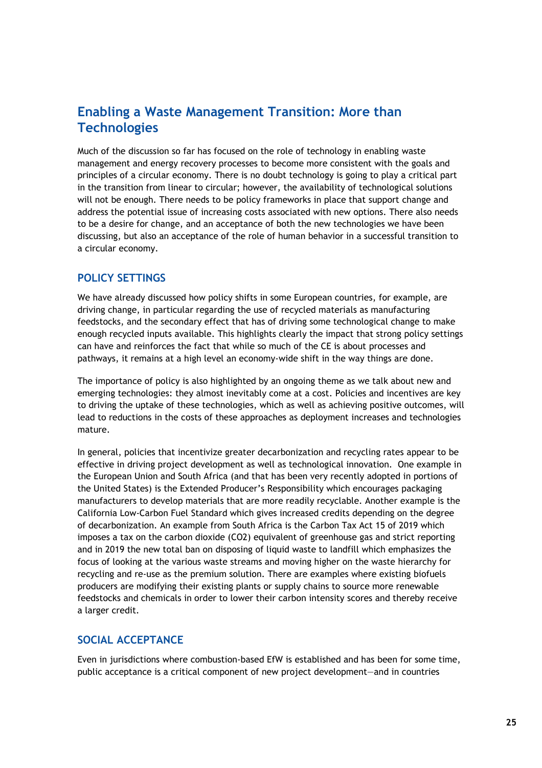## Enabling a Waste Management Transition: More than Technologies

Much of the discussion so far has focused on the role of technology in enabling waste management and energy recovery processes to become more consistent with the goals and principles of a circular economy. There is no doubt technology is going to play a critical part in the transition from linear to circular; however, the availability of technological solutions will not be enough. There needs to be policy frameworks in place that support change and address the potential issue of increasing costs associated with new options. There also needs to be a desire for change, and an acceptance of both the new technologies we have been discussing, but also an acceptance of the role of human behavior in a successful transition to a circular economy.

### POLICY SETTINGS

We have already discussed how policy shifts in some European countries, for example, are driving change, in particular regarding the use of recycled materials as manufacturing feedstocks, and the secondary effect that has of driving some technological change to make enough recycled inputs available. This highlights clearly the impact that strong policy settings can have and reinforces the fact that while so much of the CE is about processes and pathways, it remains at a high level an economy-wide shift in the way things are done.

The importance of policy is also highlighted by an ongoing theme as we talk about new and emerging technologies: they almost inevitably come at a cost. Policies and incentives are key to driving the uptake of these technologies, which as well as achieving positive outcomes, will lead to reductions in the costs of these approaches as deployment increases and technologies mature.

In general, policies that incentivize greater decarbonization and recycling rates appear to be effective in driving project development as well as technological innovation. One example in the European Union and South Africa (and that has been very recently adopted in portions of the United States) is the Extended Producer's Responsibility which encourages packaging manufacturers to develop materials that are more readily recyclable. Another example is the California Low-Carbon Fuel Standard which gives increased credits depending on the degree of decarbonization. An example from South Africa is the Carbon Tax Act 15 of 2019 which imposes a tax on the carbon dioxide ($CO_2$) equivalent of greenhouse gas and strict reporting and in 2019 the new total ban on disposing of liquid waste to landfill which emphasizes the focus of looking at the various waste streams and moving higher on the waste hierarchy for recycling and re-use as the premium solution. There are examples where existing biofuels producers are modifying their existing plants or supply chains to source more renewable feedstocks and chemicals in order to lower their carbon intensity scores and thereby receive a larger credit.

### SOCIAL ACCEPTANCE

Even in jurisdictions where combustion-based EfW is established and has been for some time, public acceptance is a critical component of new project development—and in countries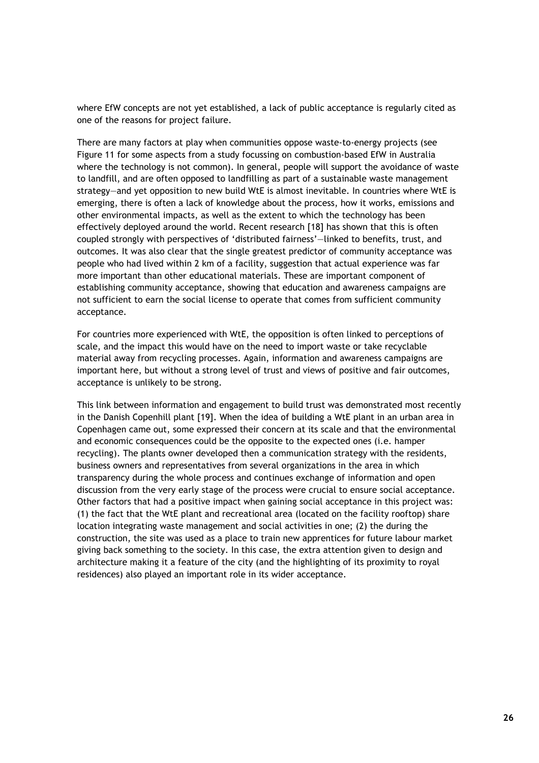where EfW concepts are not yet established, a lack of public acceptance is regularly cited as one of the reasons for project failure.

There are many factors at play when communities oppose waste-to-energy projects (see Figure 11 for some aspects from a study focussing on combustion-based EfW in Australia where the technology is not common). In general, people will support the avoidance of waste to landfill, and are often opposed to landfilling as part of a sustainable waste management strategy—and yet opposition to new build WtE is almost inevitable. In countries where WtE is emerging, there is often a lack of knowledge about the process, how it works, emissions and other environmental impacts, as well as the extent to which the technology has been effectively deployed around the world. Recent research [18] has shown that this is often coupled strongly with perspectives of 'distributed fairness'—linked to benefits, trust, and outcomes. It was also clear that the single greatest predictor of community acceptance was people who had lived within 2 km of a facility, suggestion that actual experience was far more important than other educational materials. These are important component of establishing community acceptance, showing that education and awareness campaigns are not sufficient to earn the social license to operate that comes from sufficient community acceptance.

For countries more experienced with WtE, the opposition is often linked to perceptions of scale, and the impact this would have on the need to import waste or take recyclable material away from recycling processes. Again, information and awareness campaigns are important here, but without a strong level of trust and views of positive and fair outcomes, acceptance is unlikely to be strong.

This link between information and engagement to build trust was demonstrated most recently in the Danish Copenhill plant [19]. When the idea of building a WtE plant in an urban area in Copenhagen came out, some expressed their concern at its scale and that the environmental and economic consequences could be the opposite to the expected ones (i.e. hamper recycling). The plants owner developed then a communication strategy with the residents, business owners and representatives from several organizations in the area in which transparency during the whole process and continues exchange of information and open discussion from the very early stage of the process were crucial to ensure social acceptance. Other factors that had a positive impact when gaining social acceptance in this project was: (1) the fact that the WtE plant and recreational area (located on the facility rooftop) share location integrating waste management and social activities in one; (2) the during the construction, the site was used as a place to train new apprentices for future labour market giving back something to the society. In this case, the extra attention given to design and architecture making it a feature of the city (and the highlighting of its proximity to royal residences) also played an important role in its wider acceptance.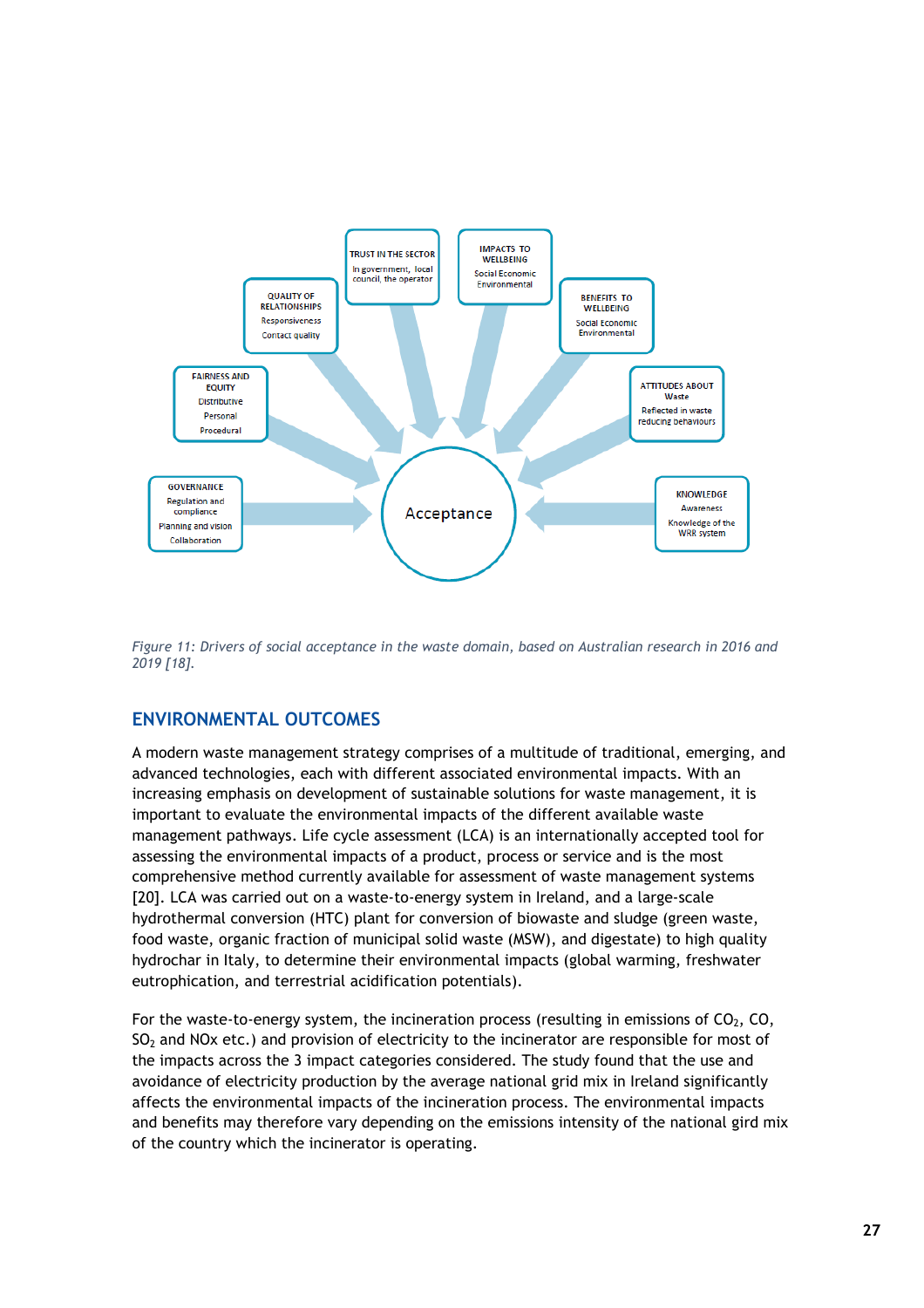*Figure 11: Drivers of social acceptance in the waste domain, based on Australian research in 2016 and 2019 [18].*

## ENVIRONMENTAL OUTCOMES

A modern waste management strategy comprises of a multitude of traditional, emerging, and advanced technologies, each with different associated environmental impacts. With an increasing emphasis on development of sustainable solutions for waste management, it is important to evaluate the environmental impacts of the different available waste management pathways. Life cycle assessment (LCA) is an internationally accepted tool for assessing the environmental impacts of a product, process or service and is the most comprehensive method currently available for assessment of waste management systems [20]. LCA was carried out on a waste-to-energy system in Ireland, and a large-scale hydrothermal conversion (HTC) plant for conversion of biowaste and sludge (green waste, food waste, organic fraction of municipal solid waste (MSW), and digestate) to high quality hydrochar in Italy, to determine their environmental impacts (global warming, freshwater eutrophication, and terrestrial acidification potentials).

For the waste-to-energy system, the incineration process (resulting in emissions of $CO_2$, CO, $SO_2$ and NOx etc.) and provision of electricity to the incinerator are responsible for most of the impacts across the 3 impact categories considered. The study found that the use and avoidance of electricity production by the average national grid mix in Ireland significantly affects the environmental impacts of the incineration process. The environmental impacts and benefits may therefore vary depending on the emissions intensity of the national gird mix of the country which the incinerator is operating.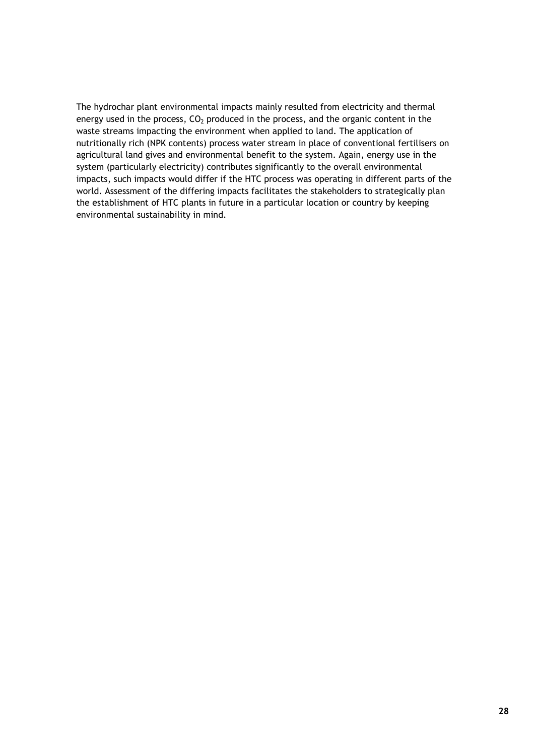The hydrochar plant environmental impacts mainly resulted from electricity and thermal energy used in the process, $CO_2$ produced in the process, and the organic content in the waste streams impacting the environment when applied to land. The application of nutritionally rich (NPK contents) process water stream in place of conventional fertilisers on agricultural land gives and environmental benefit to the system. Again, energy use in the system (particularly electricity) contributes significantly to the overall environmental impacts, such impacts would differ if the HTC process was operating in different parts of the world. Assessment of the differing impacts facilitates the stakeholders to strategically plan the establishment of HTC plants in future in a particular location or country by keeping environmental sustainability in mind.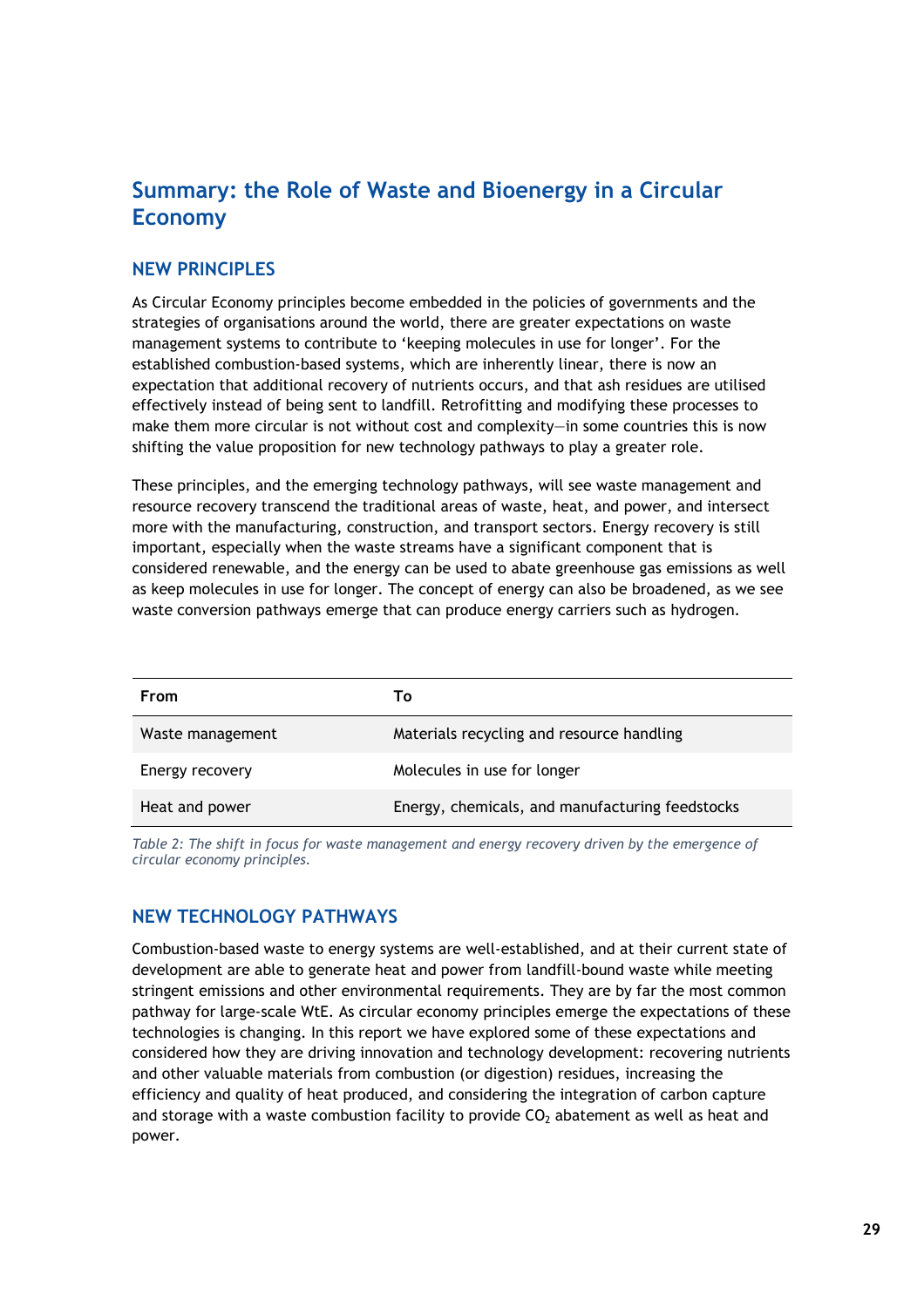## Summary: the Role of Waste and Bioenergy in a Circular Economy

### NEW PRINCIPLES

As Circular Economy principles become embedded in the policies of governments and the strategies of organisations around the world, there are greater expectations on waste management systems to contribute to 'keeping molecules in use for longer'. For the established combustion-based systems, which are inherently linear, there is now an expectation that additional recovery of nutrients occurs, and that ash residues are utilised effectively instead of being sent to landfill. Retrofitting and modifying these processes to make them more circular is not without cost and complexity—in some countries this is now shifting the value proposition for new technology pathways to play a greater role.

These principles, and the emerging technology pathways, will see waste management and resource recovery transcend the traditional areas of waste, heat, and power, and intersect more with the manufacturing, construction, and transport sectors. Energy recovery is still important, especially when the waste streams have a significant component that is considered renewable, and the energy can be used to abate greenhouse gas emissions as well as keep molecules in use for longer. The concept of energy can also be broadened, as we see waste conversion pathways emerge that can produce energy carriers such as hydrogen.

| From | To |
|---|---|
| Waste management | Materials recycling and resource handling |
| Energy recovery | Molecules in use for longer |
| Heat and power | Energy, chemicals, and manufacturing feedstocks |

*Table 2: The shift in focus for waste management and energy recovery driven by the emergence of circular economy principles.*

### NEW TECHNOLOGY PATHWAYS

Combustion-based waste to energy systems are well-established, and at their current state of development are able to generate heat and power from landfill-bound waste while meeting stringent emissions and other environmental requirements. They are by far the most common pathway for large-scale WtE. As circular economy principles emerge the expectations of these technologies is changing. In this report we have explored some of these expectations and considered how they are driving innovation and technology development: recovering nutrients and other valuable materials from combustion (or digestion) residues, increasing the efficiency and quality of heat produced, and considering the integration of carbon capture and storage with a waste combustion facility to provide $CO_2$ abatement as well as heat and power.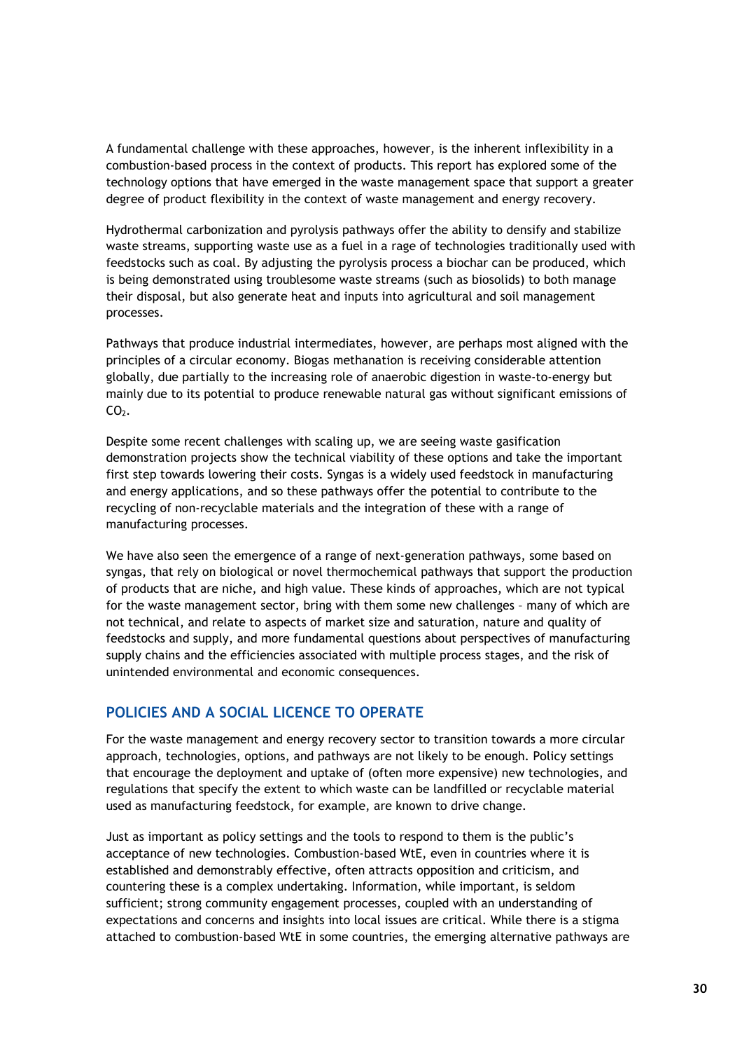A fundamental challenge with these approaches, however, is the inherent inflexibility in a combustion-based process in the context of products. This report has explored some of the technology options that have emerged in the waste management space that support a greater degree of product flexibility in the context of waste management and energy recovery.

Hydrothermal carbonization and pyrolysis pathways offer the ability to densify and stabilize waste streams, supporting waste use as a fuel in a rage of technologies traditionally used with feedstocks such as coal. By adjusting the pyrolysis process a biochar can be produced, which is being demonstrated using troublesome waste streams (such as biosolids) to both manage their disposal, but also generate heat and inputs into agricultural and soil management processes.

Pathways that produce industrial intermediates, however, are perhaps most aligned with the principles of a circular economy. Biogas methanation is receiving considerable attention globally, due partially to the increasing role of anaerobic digestion in waste-to-energy but mainly due to its potential to produce renewable natural gas without significant emissions of $CO_2$.

Despite some recent challenges with scaling up, we are seeing waste gasification demonstration projects show the technical viability of these options and take the important first step towards lowering their costs. Syngas is a widely used feedstock in manufacturing and energy applications, and so these pathways offer the potential to contribute to the recycling of non-recyclable materials and the integration of these with a range of manufacturing processes.

We have also seen the emergence of a range of next-generation pathways, some based on syngas, that rely on biological or novel thermochemical pathways that support the production of products that are niche, and high value. These kinds of approaches, which are not typical for the waste management sector, bring with them some new challenges – many of which are not technical, and relate to aspects of market size and saturation, nature and quality of feedstocks and supply, and more fundamental questions about perspectives of manufacturing supply chains and the efficiencies associated with multiple process stages, and the risk of unintended environmental and economic consequences.

## POLICIES AND A SOCIAL LICENCE TO OPERATE

For the waste management and energy recovery sector to transition towards a more circular approach, technologies, options, and pathways are not likely to be enough. Policy settings that encourage the deployment and uptake of (often more expensive) new technologies, and regulations that specify the extent to which waste can be landfilled or recyclable material used as manufacturing feedstock, for example, are known to drive change.

Just as important as policy settings and the tools to respond to them is the public's acceptance of new technologies. Combustion-based WtE, even in countries where it is established and demonstrably effective, often attracts opposition and criticism, and countering these is a complex undertaking. Information, while important, is seldom sufficient; strong community engagement processes, coupled with an understanding of expectations and concerns and insights into local issues are critical. While there is a stigma attached to combustion-based WtE in some countries, the emerging alternative pathways are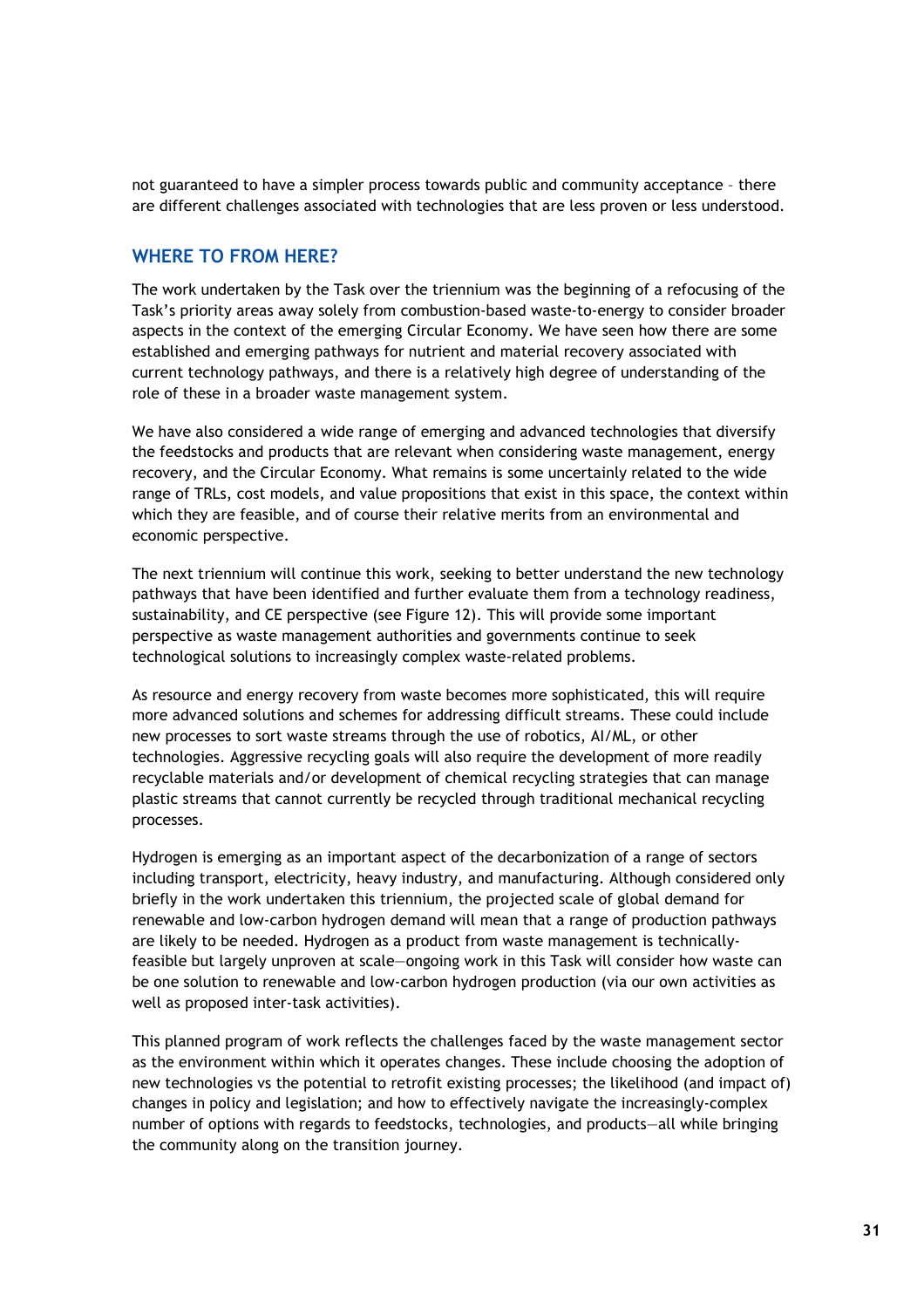not guaranteed to have a simpler process towards public and community acceptance – there are different challenges associated with technologies that are less proven or less understood.

## WHERE TO FROM HERE?

The work undertaken by the Task over the triennium was the beginning of a refocusing of the Task's priority areas away solely from combustion-based waste-to-energy to consider broader aspects in the context of the emerging Circular Economy. We have seen how there are some established and emerging pathways for nutrient and material recovery associated with current technology pathways, and there is a relatively high degree of understanding of the role of these in a broader waste management system.

We have also considered a wide range of emerging and advanced technologies that diversify the feedstocks and products that are relevant when considering waste management, energy recovery, and the Circular Economy. What remains is some uncertainly related to the wide range of TRLs, cost models, and value propositions that exist in this space, the context within which they are feasible, and of course their relative merits from an environmental and economic perspective.

The next triennium will continue this work, seeking to better understand the new technology pathways that have been identified and further evaluate them from a technology readiness, sustainability, and CE perspective (see Figure 12). This will provide some important perspective as waste management authorities and governments continue to seek technological solutions to increasingly complex waste-related problems.

As resource and energy recovery from waste becomes more sophisticated, this will require more advanced solutions and schemes for addressing difficult streams. These could include new processes to sort waste streams through the use of robotics, AI/ML, or other technologies. Aggressive recycling goals will also require the development of more readily recyclable materials and/or development of chemical recycling strategies that can manage plastic streams that cannot currently be recycled through traditional mechanical recycling processes.

Hydrogen is emerging as an important aspect of the decarbonization of a range of sectors including transport, electricity, heavy industry, and manufacturing. Although considered only briefly in the work undertaken this triennium, the projected scale of global demand for renewable and low-carbon hydrogen demand will mean that a range of production pathways are likely to be needed. Hydrogen as a product from waste management is technically-feasible but largely unproven at scale—ongoing work in this Task will consider how waste can be one solution to renewable and low-carbon hydrogen production (via our own activities as well as proposed inter-task activities).

This planned program of work reflects the challenges faced by the waste management sector as the environment within which it operates changes. These include choosing the adoption of new technologies vs the potential to retrofit existing processes; the likelihood (and impact of) changes in policy and legislation; and how to effectively navigate the increasingly-complex number of options with regards to feedstocks, technologies, and products—all while bringing the community along on the transition journey.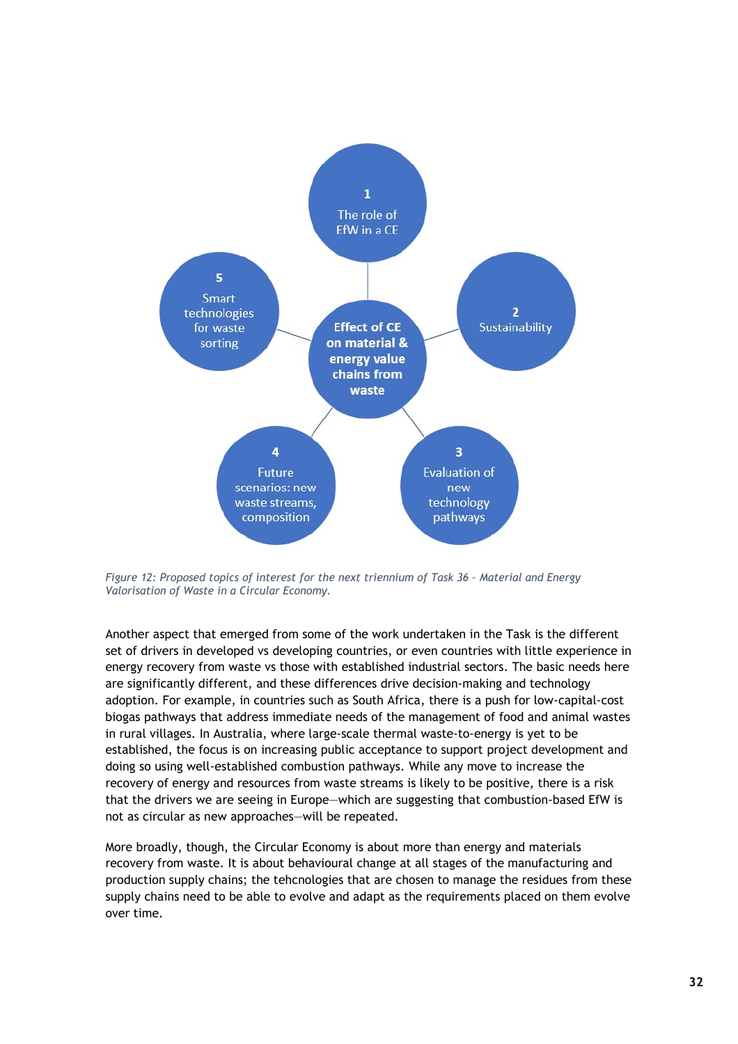*Figure 12: Proposed topics of interest for the next triennium of Task 36 - Material and Energy Valorisation of Waste in a Circular Economy.*

Another aspect that emerged from some of the work undertaken in the Task is the different set of drivers in developed vs developing countries, or even countries with little experience in energy recovery from waste vs those with established industrial sectors. The basic needs here are significantly different, and these differences drive decision-making and technology adoption. For example, in countries such as South Africa, there is a push for low-capital-cost biogas pathways that address immediate needs of the management of food and animal wastes in rural villages. In Australia, where large-scale thermal waste-to-energy is yet to be established, the focus is on increasing public acceptance to support project development and doing so using well-established combustion pathways. While any move to increase the recovery of energy and resources from waste streams is likely to be positive, there is a risk that the drivers we are seeing in Europe—which are suggesting that combustion-based EfW is not as circular as new approaches—will be repeated.

More broadly, though, the Circular Economy is about more than energy and materials recovery from waste. It is about behavioural change at all stages of the manufacturing and production supply chains; the tehcnologies that are chosen to manage the residues from these supply chains need to be able to evolve and adapt as the requirements placed on them evolve over time.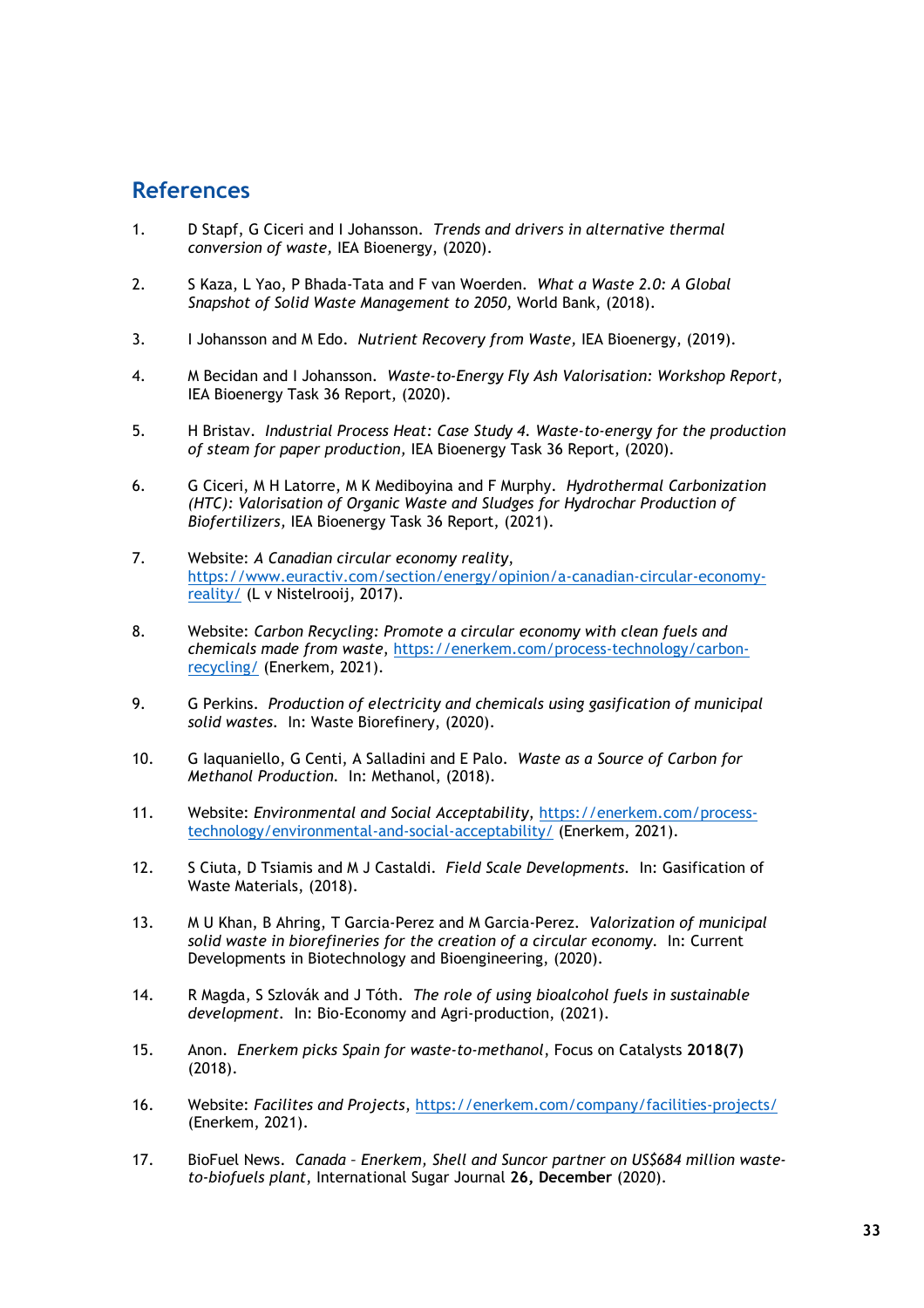## References

1. D Stapf, G Ciceri and I Johansson. *Trends and drivers in alternative thermal conversion of waste*, IEA Bioenergy, (2020).

2. S Kaza, L Yao, P Bhada-Tata and F van Woerden. *What a Waste 2.0: A Global Snapshot of Solid Waste Management to 2050*, World Bank, (2018).

3. I Johansson and M Edo. *Nutrient Recovery from Waste*, IEA Bioenergy, (2019).

4. M Becidan and I Johansson. *Waste-to-Energy Fly Ash Valorisation: Workshop Report*, IEA Bioenergy Task 36 Report, (2020).

5. H Bristav. *Industrial Process Heat: Case Study 4. Waste-to-energy for the production of steam for paper production*, IEA Bioenergy Task 36 Report, (2020).

6. G Ciceri, M H Latorre, M K Mediboyina and F Murphy. *Hydrothermal Carbonization (HTC): Valorisation of Organic Waste and Sludges for Hydrochar Production of Biofertilizers*, IEA Bioenergy Task 36 Report, (2021).

7. Website: *A Canadian circular economy reality*, https://www.euractiv.com/section/energy/opinion/a-canadian-circular-economy-reality/ (L v Nistelrooij, 2017).

8. Website: *Carbon Recycling: Promote a circular economy with clean fuels and chemicals made from waste*, https://enerkem.com/process-technology/carbon-recycling/ (Enerkem, 2021).

9. G Perkins. *Production of electricity and chemicals using gasification of municipal solid wastes*. In: Waste Biorefinery, (2020).

10. G Iaquaniello, G Centi, A Salladini and E Palo. *Waste as a Source of Carbon for Methanol Production*. In: Methanol, (2018).

11. Website: *Environmental and Social Acceptability*, https://enerkem.com/process-technology/environmental-and-social-acceptability/ (Enerkem, 2021).

12. S Ciuta, D Tsiamis and M J Castaldi. *Field Scale Developments*. In: Gasification of Waste Materials, (2018).

13. M U Khan, B Ahring, T Garcia-Perez and M Garcia-Perez. *Valorization of municipal solid waste in biorefineries for the creation of a circular economy*. In: Current Developments in Biotechnology and Bioengineering, (2020).

14. R Magda, S Szlovák and J Tóth. *The role of using bioalcohol fuels in sustainable development*. In: Bio-Economy and Agri-production, (2021).

15. Anon. *Enerkem picks Spain for waste-to-methanol*, Focus on Catalysts **2018(7)** (2018).

16. Website: *Facilites and Projects*, https://enerkem.com/company/facilities-projects/ (Enerkem, 2021).

17. BioFuel News. *Canada - Enerkem, Shell and Suncor partner on US$684 million waste-to-biofuels plant*, International Sugar Journal **26, December** (2020).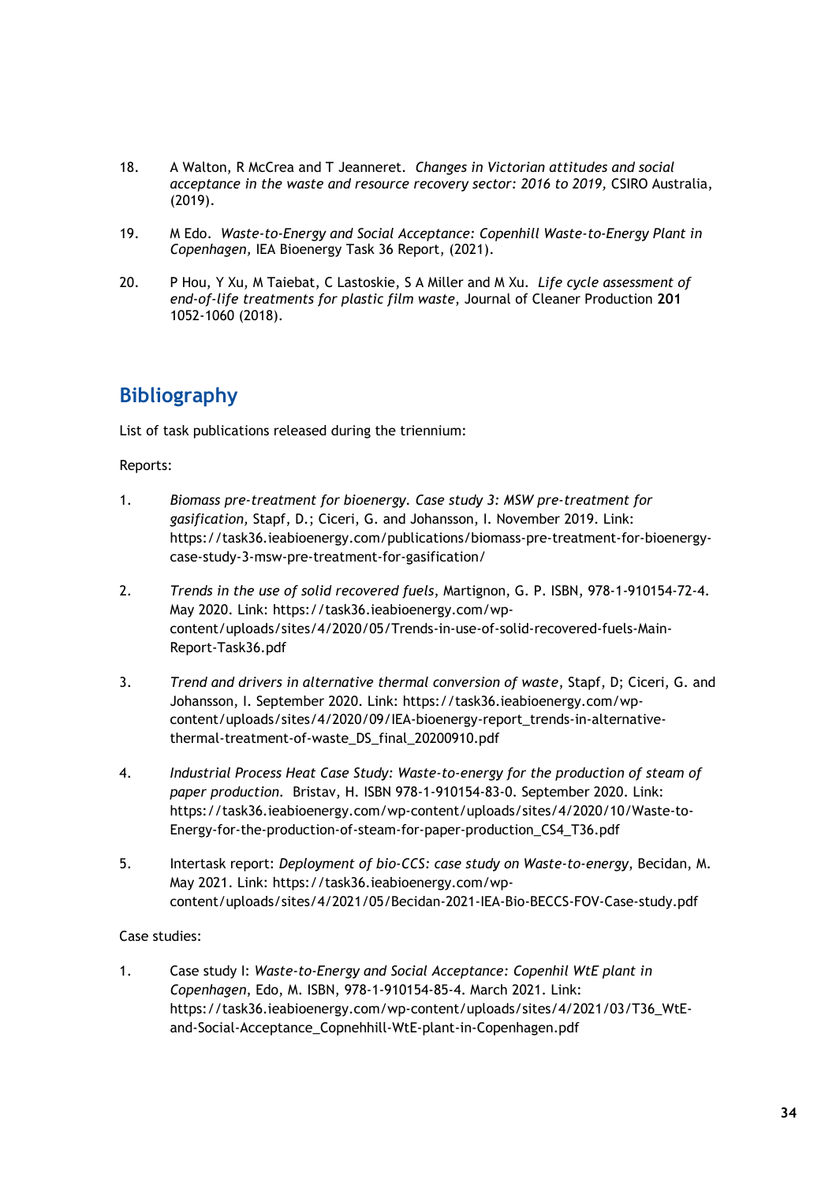18. A Walton, R McCrea and T Jeanneret. *Changes in Victorian attitudes and social acceptance in the waste and resource recovery sector: 2016 to 2019,* CSIRO Australia, (2019).

19. M Edo. *Waste-to-Energy and Social Acceptance: Copenhill Waste-to-Energy Plant in Copenhagen,* IEA Bioenergy Task 36 Report, (2021).

20. P Hou, Y Xu, M Taiebat, C Lastoskie, S A Miller and M Xu. *Life cycle assessment of end-of-life treatments for plastic film waste*, Journal of Cleaner Production **201** 1052-1060 (2018).

## Bibliography

List of task publications released during the triennium:

Reports:

1. *Biomass pre-treatment for bioenergy. Case study 3: MSW pre-treatment for gasification,* Stapf, D.; Ciceri, G. and Johansson, I. November 2019. Link: https://task36.ieabioenergy.com/publications/biomass-pre-treatment-for-bioenergy-case-study-3-msw-pre-treatment-for-gasification/

2. *Trends in the use of solid recovered fuels*, Martignon, G. P. ISBN, 978-1-910154-72-4. May 2020. Link: https://task36.ieabioenergy.com/wp-content/uploads/sites/4/2020/05/Trends-in-use-of-solid-recovered-fuels-Main-Report-Task36.pdf

3. *Trend and drivers in alternative thermal conversion of waste*, Stapf, D; Ciceri, G. and Johansson, I. September 2020. Link: https://task36.ieabioenergy.com/wp-content/uploads/sites/4/2020/09/IEA-bioenergy-report_trends-in-alternative-thermal-treatment-of-waste_DS_final_20200910.pdf

4. *Industrial Process Heat Case Study: Waste-to-energy for the production of steam of paper production.* Bristav, H. ISBN 978-1-910154-83-0. September 2020. Link: https://task36.ieabioenergy.com/wp-content/uploads/sites/4/2020/10/Waste-to-Energy-for-the-production-of-steam-for-paper-production_CS4_T36.pdf

5. Intertask report: *Deployment of bio-CCS: case study on Waste-to-energy*, Becidan, M. May 2021. Link: https://task36.ieabioenergy.com/wp-content/uploads/sites/4/2021/05/Becidan-2021-IEA-Bio-BECCS-FOV-Case-study.pdf

Case studies:

1. Case study I: *Waste-to-Energy and Social Acceptance: Copenhil WtE plant in Copenhagen*, Edo, M. ISBN, 978-1-910154-85-4. March 2021. Link: https://task36.ieabioenergy.com/wp-content/uploads/sites/4/2021/03/T36_WtE-and-Social-Acceptance_Copnehhill-WtE-plant-in-Copenhagen.pdf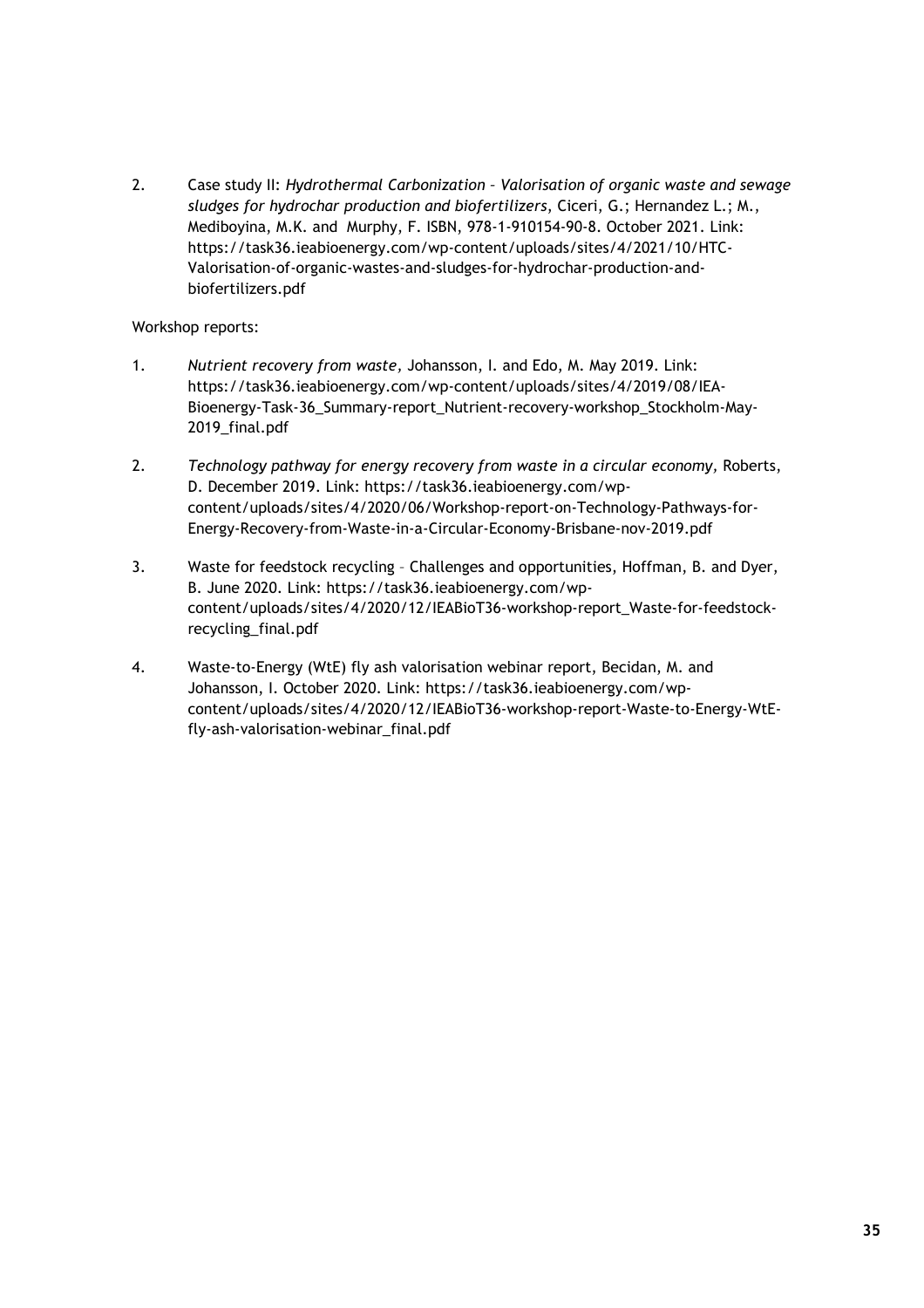2. Case study II: *Hydrothermal Carbonization – Valorisation of organic waste and sewage sludges for hydrochar production and biofertilizers*, Ciceri, G.; Hernandez L.; M., Mediboyina, M.K. and Murphy, F. ISBN, 978-1-910154-90-8. October 2021. Link: https://task36.ieabioenergy.com/wp-content/uploads/sites/4/2021/10/HTC-Valorisation-of-organic-wastes-and-sludges-for-hydrochar-production-and-biofertilizers.pdf

Workshop reports:

1. *Nutrient recovery from waste,* Johansson, I. and Edo, M. May 2019. Link: https://task36.ieabioenergy.com/wp-content/uploads/sites/4/2019/08/IEA-Bioenergy-Task-36_Summary-report_Nutrient-recovery-workshop_Stockholm-May-2019_final.pdf

2. *Technology pathway for energy recovery from waste in a circular economy,* Roberts, D. December 2019. Link: https://task36.ieabioenergy.com/wp-content/uploads/sites/4/2020/06/Workshop-report-on-Technology-Pathways-for-Energy-Recovery-from-Waste-in-a-Circular-Economy-Brisbane-nov-2019.pdf

3. Waste for feedstock recycling – Challenges and opportunities, Hoffman, B. and Dyer, B. June 2020. Link: https://task36.ieabioenergy.com/wp-content/uploads/sites/4/2020/12/IEABioT36-workshop-report_Waste-for-feedstock-recycling_final.pdf

4. Waste-to-Energy (WtE) fly ash valorisation webinar report, Becidan, M. and Johansson, I. October 2020. Link: https://task36.ieabioenergy.com/wp-content/uploads/sites/4/2020/12/IEABioT36-workshop-report-Waste-to-Energy-WtE-fly-ash-valorisation-webinar_final.pdf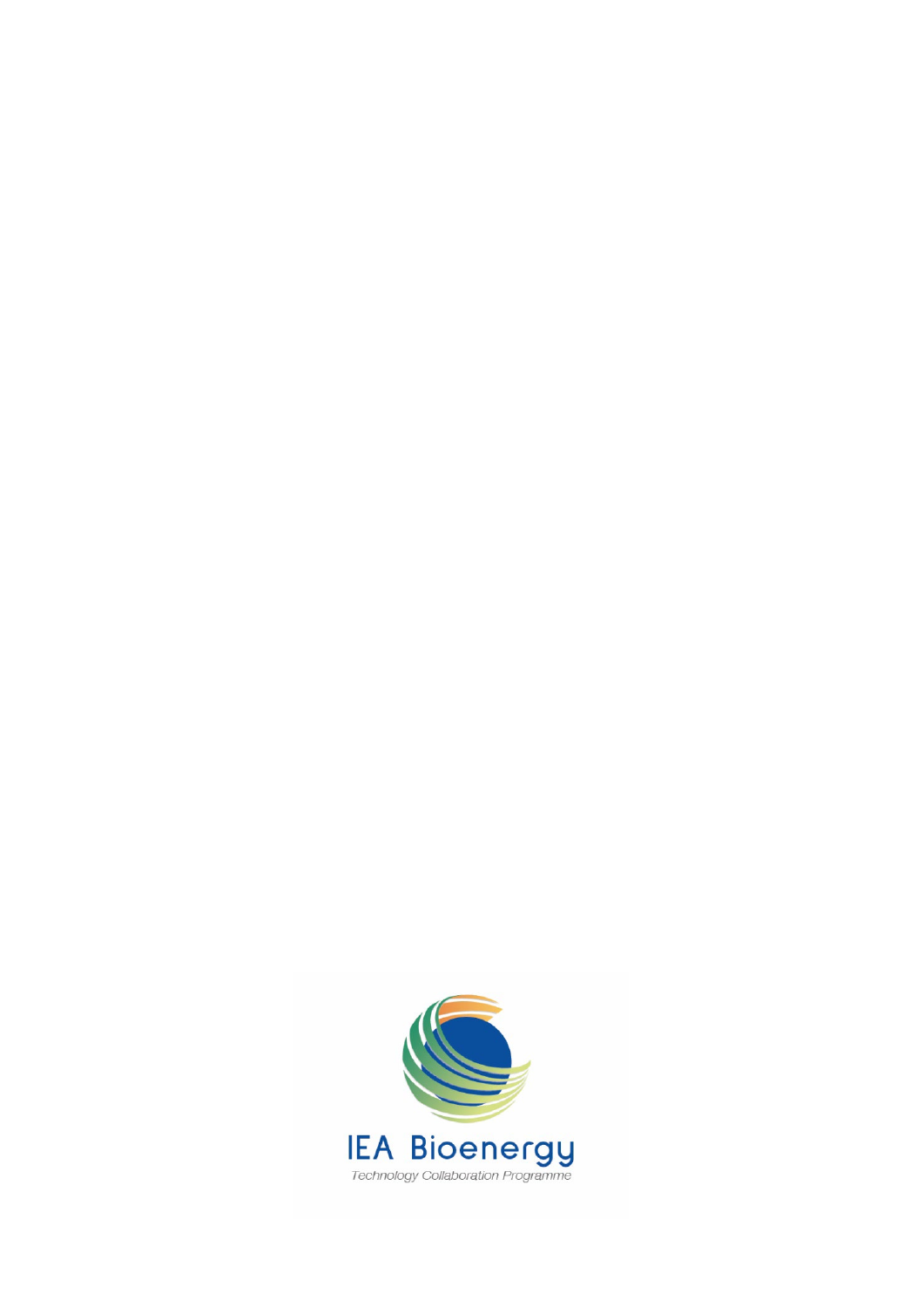IEA Bioenergy

Technology Collaboration Programme